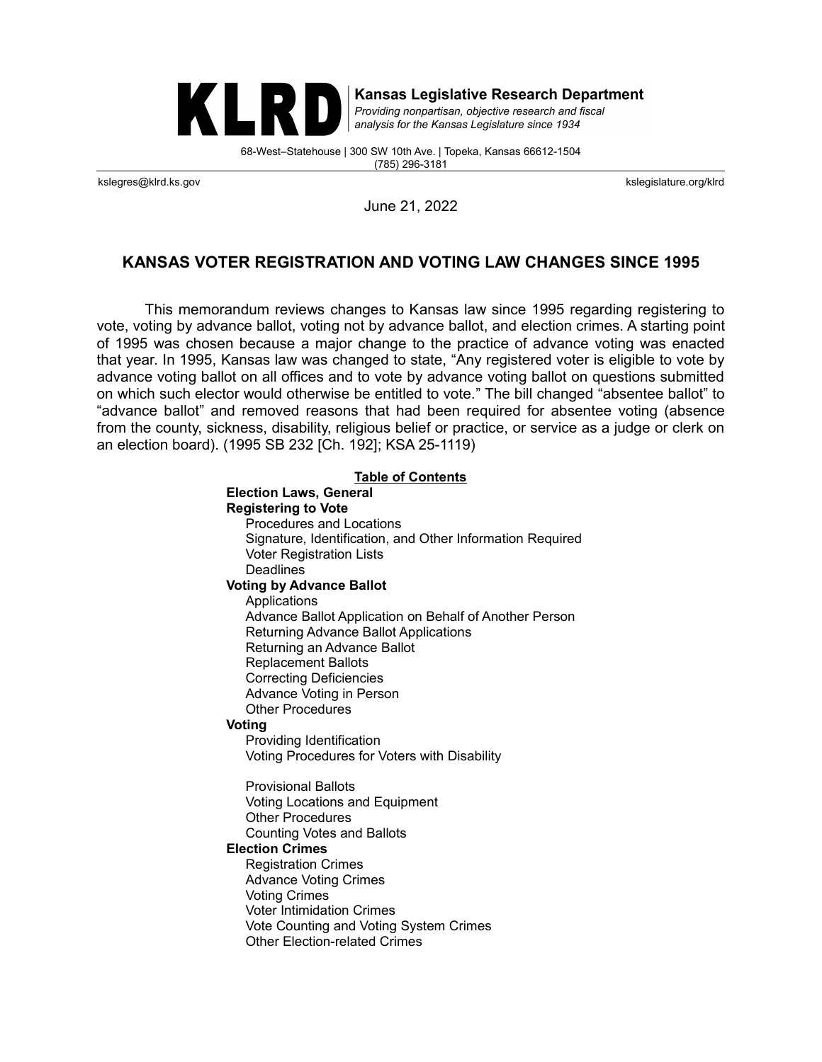**KLRD** | **Kansas Legislative Research Department**
*Providing nonpartisan, objective research and fiscal analysis for the Kansas Legislature since 1934*

68-West–Statehouse | 300 SW 10th Ave. | Topeka, Kansas 66612-1504
(785) 296-3181

kslegres@klrd.ks.gov kslegislature.org/klrd

June 21, 2022

## KANSAS VOTER REGISTRATION AND VOTING LAW CHANGES SINCE 1995

This memorandum reviews changes to Kansas law since 1995 regarding registering to vote, voting by advance ballot, voting not by advance ballot, and election crimes. A starting point of 1995 was chosen because a major change to the practice of advance voting was enacted that year. In 1995, Kansas law was changed to state, "Any registered voter is eligible to vote by advance voting ballot on all offices and to vote by advance voting ballot on questions submitted on which such elector would otherwise be entitled to vote." The bill changed "absentee ballot" to "advance ballot" and removed reasons that had been required for absentee voting (absence from the county, sickness, disability, religious belief or practice, or service as a judge or clerk on an election board). (1995 SB 232 [Ch. 192]; KSA 25-1119)

**Table of Contents**

**Election Laws, General**
**Registering to Vote**
- Procedures and Locations
- Signature, Identification, and Other Information Required
- Voter Registration Lists
- Deadlines

**Voting by Advance Ballot**
- Applications
- Advance Ballot Application on Behalf of Another Person
- Returning Advance Ballot Applications
- Returning an Advance Ballot
- Replacement Ballots
- Correcting Deficiencies
- Advance Voting in Person
- Other Procedures

**Voting**
- Providing Identification
- Voting Procedures for Voters with Disability
- Provisional Ballots
- Voting Locations and Equipment
- Other Procedures
- Counting Votes and Ballots

**Election Crimes**
- Registration Crimes
- Advance Voting Crimes
- Voting Crimes
- Voter Intimidation Crimes
- Vote Counting and Voting System Crimes
- Other Election-related Crimes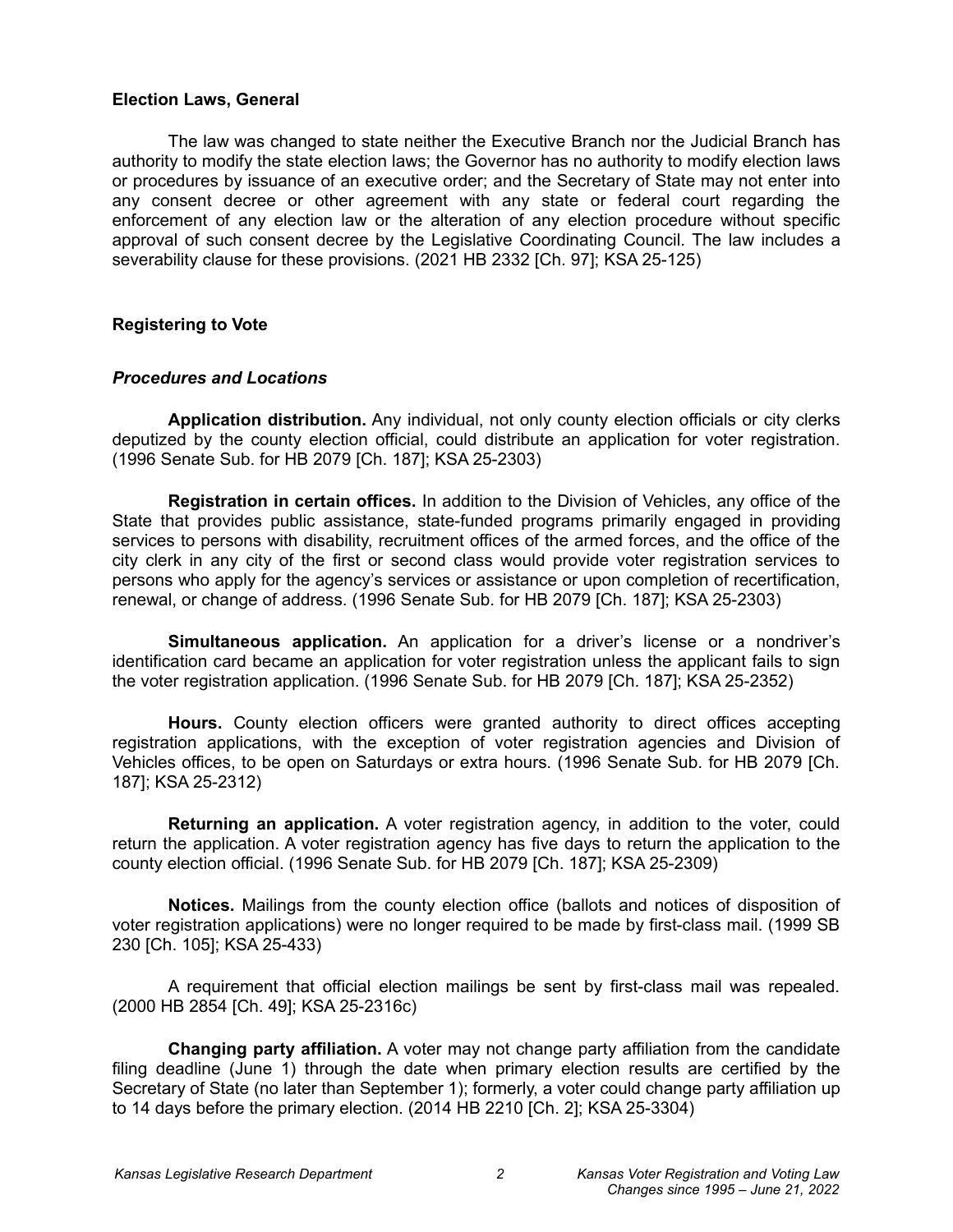## Election Laws, General

The law was changed to state neither the Executive Branch nor the Judicial Branch has authority to modify the state election laws; the Governor has no authority to modify election laws or procedures by issuance of an executive order; and the Secretary of State may not enter into any consent decree or other agreement with any state or federal court regarding the enforcement of any election law or the alteration of any election procedure without specific approval of such consent decree by the Legislative Coordinating Council. The law includes a severability clause for these provisions. (2021 HB 2332 [Ch. 97]; KSA 25-125)

## Registering to Vote

### *Procedures and Locations*

**Application distribution.** Any individual, not only county election officials or city clerks deputized by the county election official, could distribute an application for voter registration. (1996 Senate Sub. for HB 2079 [Ch. 187]; KSA 25-2303)

**Registration in certain offices.** In addition to the Division of Vehicles, any office of the State that provides public assistance, state-funded programs primarily engaged in providing services to persons with disability, recruitment offices of the armed forces, and the office of the city clerk in any city of the first or second class would provide voter registration services to persons who apply for the agency's services or assistance or upon completion of recertification, renewal, or change of address. (1996 Senate Sub. for HB 2079 [Ch. 187]; KSA 25-2303)

**Simultaneous application.** An application for a driver's license or a nondriver's identification card became an application for voter registration unless the applicant fails to sign the voter registration application. (1996 Senate Sub. for HB 2079 [Ch. 187]; KSA 25-2352)

**Hours.** County election officers were granted authority to direct offices accepting registration applications, with the exception of voter registration agencies and Division of Vehicles offices, to be open on Saturdays or extra hours. (1996 Senate Sub. for HB 2079 [Ch. 187]; KSA 25-2312)

**Returning an application.** A voter registration agency, in addition to the voter, could return the application. A voter registration agency has five days to return the application to the county election official. (1996 Senate Sub. for HB 2079 [Ch. 187]; KSA 25-2309)

**Notices.** Mailings from the county election office (ballots and notices of disposition of voter registration applications) were no longer required to be made by first-class mail. (1999 SB 230 [Ch. 105]; KSA 25-433)

A requirement that official election mailings be sent by first-class mail was repealed. (2000 HB 2854 [Ch. 49]; KSA 25-2316c)

**Changing party affiliation.** A voter may not change party affiliation from the candidate filing deadline (June 1) through the date when primary election results are certified by the Secretary of State (no later than September 1); formerly, a voter could change party affiliation up to 14 days before the primary election. (2014 HB 2210 [Ch. 2]; KSA 25-3304)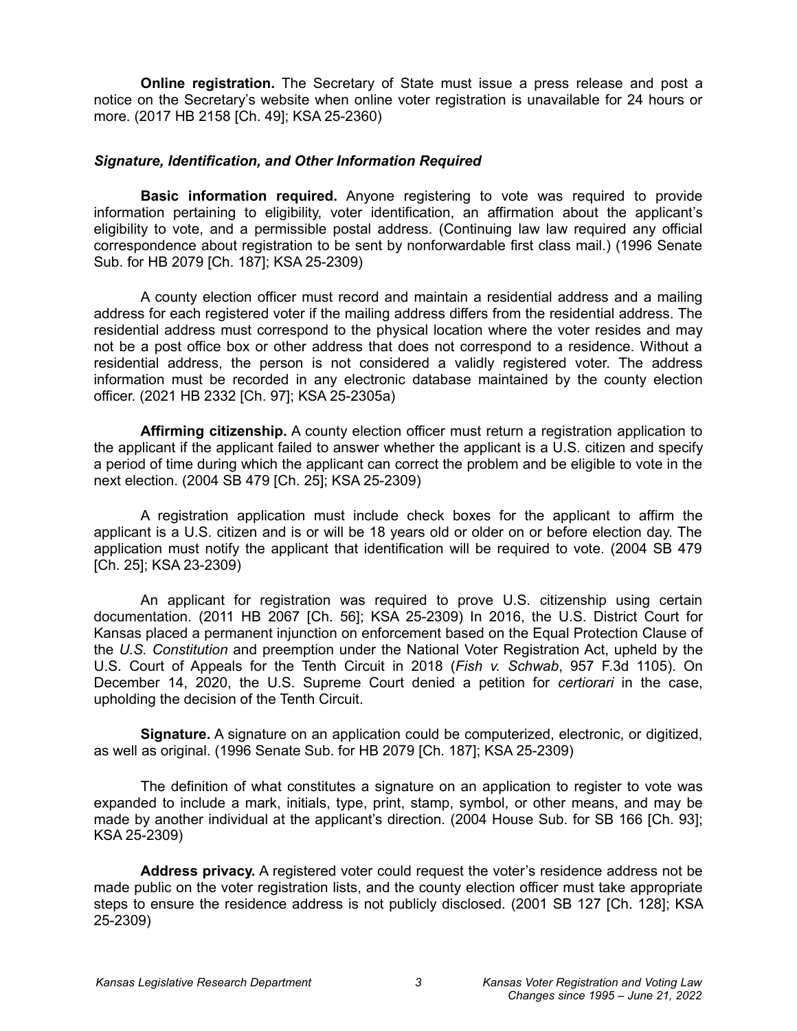**Online registration.** The Secretary of State must issue a press release and post a notice on the Secretary's website when online voter registration is unavailable for 24 hours or more. (2017 HB 2158 [Ch. 49]; KSA 25-2360)

### *Signature, Identification, and Other Information Required*

**Basic information required.** Anyone registering to vote was required to provide information pertaining to eligibility, voter identification, an affirmation about the applicant's eligibility to vote, and a permissible postal address. (Continuing law law required any official correspondence about registration to be sent by nonforwardable first class mail.) (1996 Senate Sub. for HB 2079 [Ch. 187]; KSA 25-2309)

A county election officer must record and maintain a residential address and a mailing address for each registered voter if the mailing address differs from the residential address. The residential address must correspond to the physical location where the voter resides and may not be a post office box or other address that does not correspond to a residence. Without a residential address, the person is not considered a validly registered voter. The address information must be recorded in any electronic database maintained by the county election officer. (2021 HB 2332 [Ch. 97]; KSA 25-2305a)

**Affirming citizenship.** A county election officer must return a registration application to the applicant if the applicant failed to answer whether the applicant is a U.S. citizen and specify a period of time during which the applicant can correct the problem and be eligible to vote in the next election. (2004 SB 479 [Ch. 25]; KSA 25-2309)

A registration application must include check boxes for the applicant to affirm the applicant is a U.S. citizen and is or will be 18 years old or older on or before election day. The application must notify the applicant that identification will be required to vote. (2004 SB 479 [Ch. 25]; KSA 23-2309)

An applicant for registration was required to prove U.S. citizenship using certain documentation. (2011 HB 2067 [Ch. 56]; KSA 25-2309) In 2016, the U.S. District Court for Kansas placed a permanent injunction on enforcement based on the Equal Protection Clause of the *U.S. Constitution* and preemption under the National Voter Registration Act, upheld by the U.S. Court of Appeals for the Tenth Circuit in 2018 (*Fish v. Schwab*, 957 F.3d 1105). On December 14, 2020, the U.S. Supreme Court denied a petition for *certiorari* in the case, upholding the decision of the Tenth Circuit.

**Signature.** A signature on an application could be computerized, electronic, or digitized, as well as original. (1996 Senate Sub. for HB 2079 [Ch. 187]; KSA 25-2309)

The definition of what constitutes a signature on an application to register to vote was expanded to include a mark, initials, type, print, stamp, symbol, or other means, and may be made by another individual at the applicant's direction. (2004 House Sub. for SB 166 [Ch. 93]; KSA 25-2309)

**Address privacy.** A registered voter could request the voter's residence address not be made public on the voter registration lists, and the county election officer must take appropriate steps to ensure the residence address is not publicly disclosed. (2001 SB 127 [Ch. 128]; KSA 25-2309)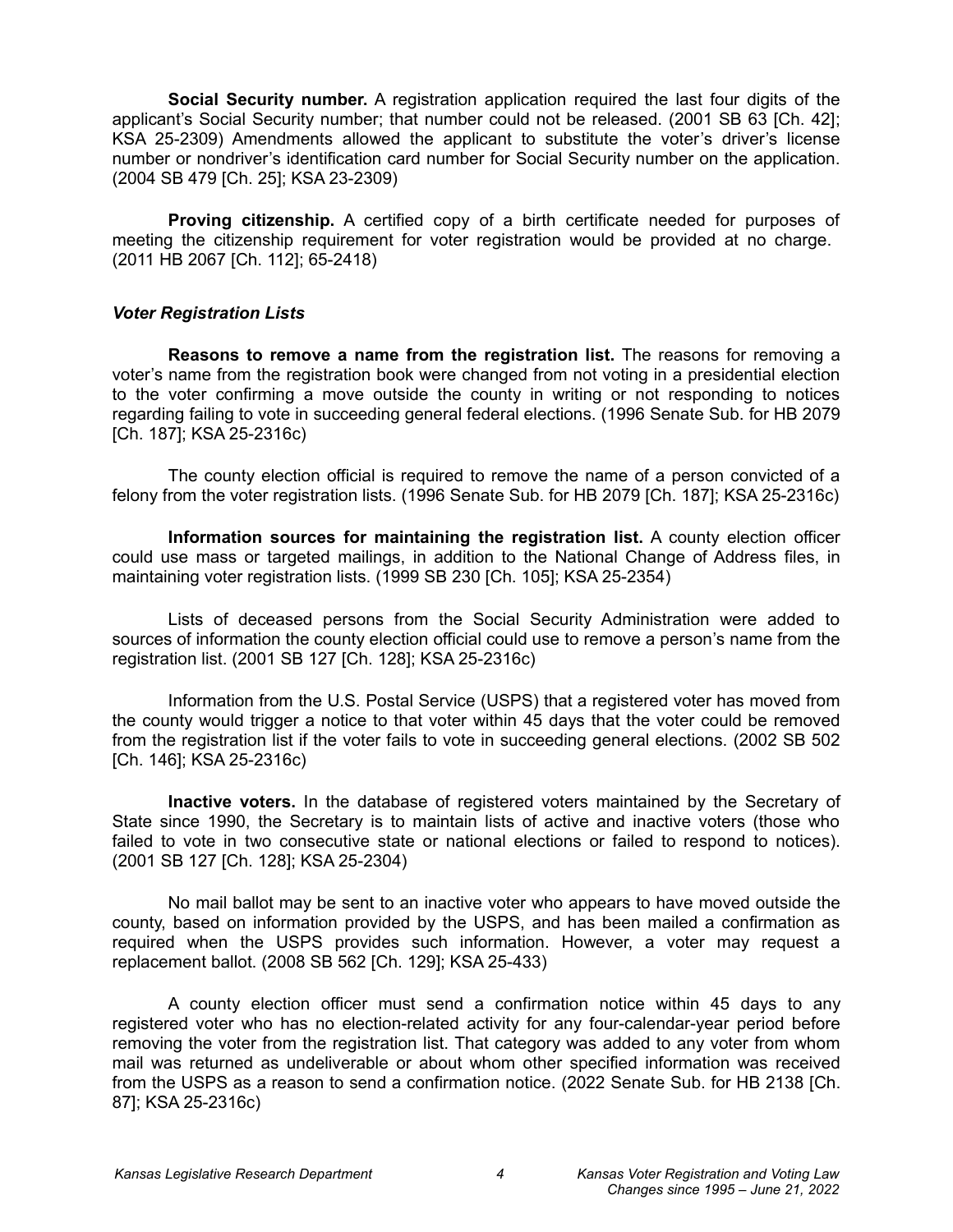**Social Security number.** A registration application required the last four digits of the applicant's Social Security number; that number could not be released. (2001 SB 63 [Ch. 42]; KSA 25-2309) Amendments allowed the applicant to substitute the voter's driver's license number or nondriver's identification card number for Social Security number on the application. (2004 SB 479 [Ch. 25]; KSA 23-2309)

**Proving citizenship.** A certified copy of a birth certificate needed for purposes of meeting the citizenship requirement for voter registration would be provided at no charge. (2011 HB 2067 [Ch. 112]; 65-2418)

### *Voter Registration Lists*

**Reasons to remove a name from the registration list.** The reasons for removing a voter's name from the registration book were changed from not voting in a presidential election to the voter confirming a move outside the county in writing or not responding to notices regarding failing to vote in succeeding general federal elections. (1996 Senate Sub. for HB 2079 [Ch. 187]; KSA 25-2316c)

The county election official is required to remove the name of a person convicted of a felony from the voter registration lists. (1996 Senate Sub. for HB 2079 [Ch. 187]; KSA 25-2316c)

**Information sources for maintaining the registration list.** A county election officer could use mass or targeted mailings, in addition to the National Change of Address files, in maintaining voter registration lists. (1999 SB 230 [Ch. 105]; KSA 25-2354)

Lists of deceased persons from the Social Security Administration were added to sources of information the county election official could use to remove a person's name from the registration list. (2001 SB 127 [Ch. 128]; KSA 25-2316c)

Information from the U.S. Postal Service (USPS) that a registered voter has moved from the county would trigger a notice to that voter within 45 days that the voter could be removed from the registration list if the voter fails to vote in succeeding general elections. (2002 SB 502 [Ch. 146]; KSA 25-2316c)

**Inactive voters.** In the database of registered voters maintained by the Secretary of State since 1990, the Secretary is to maintain lists of active and inactive voters (those who failed to vote in two consecutive state or national elections or failed to respond to notices). (2001 SB 127 [Ch. 128]; KSA 25-2304)

No mail ballot may be sent to an inactive voter who appears to have moved outside the county, based on information provided by the USPS, and has been mailed a confirmation as required when the USPS provides such information. However, a voter may request a replacement ballot. (2008 SB 562 [Ch. 129]; KSA 25-433)

A county election officer must send a confirmation notice within 45 days to any registered voter who has no election-related activity for any four-calendar-year period before removing the voter from the registration list. That category was added to any voter from whom mail was returned as undeliverable or about whom other specified information was received from the USPS as a reason to send a confirmation notice. (2022 Senate Sub. for HB 2138 [Ch. 87]; KSA 25-2316c)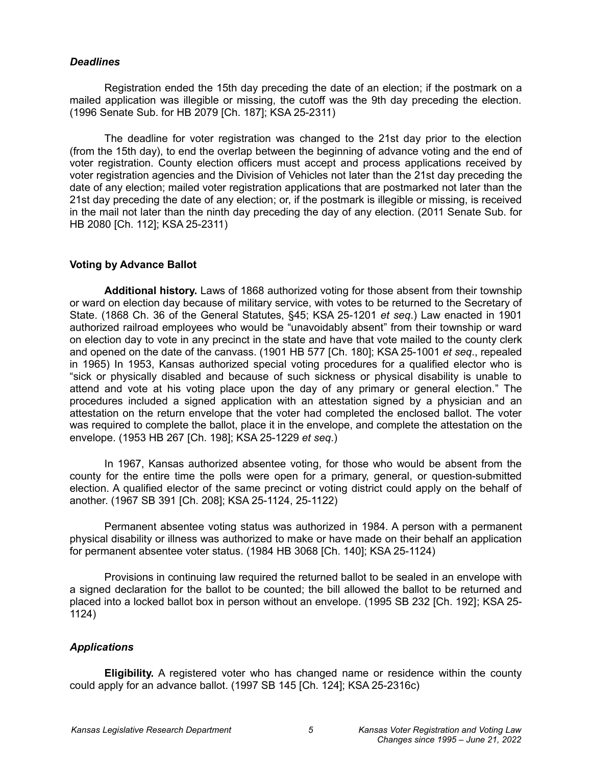### *Deadlines*

Registration ended the 15th day preceding the date of an election; if the postmark on a mailed application was illegible or missing, the cutoff was the 9th day preceding the election. (1996 Senate Sub. for HB 2079 [Ch. 187]; KSA 25-2311)

The deadline for voter registration was changed to the 21st day prior to the election (from the 15th day), to end the overlap between the beginning of advance voting and the end of voter registration. County election officers must accept and process applications received by voter registration agencies and the Division of Vehicles not later than the 21st day preceding the date of any election; mailed voter registration applications that are postmarked not later than the 21st day preceding the date of any election; or, if the postmark is illegible or missing, is received in the mail not later than the ninth day preceding the day of any election. (2011 Senate Sub. for HB 2080 [Ch. 112]; KSA 25-2311)

## Voting by Advance Ballot

**Additional history.** Laws of 1868 authorized voting for those absent from their township or ward on election day because of military service, with votes to be returned to the Secretary of State. (1868 Ch. 36 of the General Statutes, §45; KSA 25-1201 *et seq.*) Law enacted in 1901 authorized railroad employees who would be "unavoidably absent" from their township or ward on election day to vote in any precinct in the state and have that vote mailed to the county clerk and opened on the date of the canvass. (1901 HB 577 [Ch. 180]; KSA 25-1001 *et seq*., repealed in 1965) In 1953, Kansas authorized special voting procedures for a qualified elector who is "sick or physically disabled and because of such sickness or physical disability is unable to attend and vote at his voting place upon the day of any primary or general election." The procedures included a signed application with an attestation signed by a physician and an attestation on the return envelope that the voter had completed the enclosed ballot. The voter was required to complete the ballot, place it in the envelope, and complete the attestation on the envelope. (1953 HB 267 [Ch. 198]; KSA 25-1229 *et seq.*)

In 1967, Kansas authorized absentee voting, for those who would be absent from the county for the entire time the polls were open for a primary, general, or question-submitted election. A qualified elector of the same precinct or voting district could apply on the behalf of another. (1967 SB 391 [Ch. 208]; KSA 25-1124, 25-1122)

Permanent absentee voting status was authorized in 1984. A person with a permanent physical disability or illness was authorized to make or have made on their behalf an application for permanent absentee voter status. (1984 HB 3068 [Ch. 140]; KSA 25-1124)

Provisions in continuing law required the returned ballot to be sealed in an envelope with a signed declaration for the ballot to be counted; the bill allowed the ballot to be returned and placed into a locked ballot box in person without an envelope. (1995 SB 232 [Ch. 192]; KSA 25-1124)

### *Applications*

**Eligibility.** A registered voter who has changed name or residence within the county could apply for an advance ballot. (1997 SB 145 [Ch. 124]; KSA 25-2316c)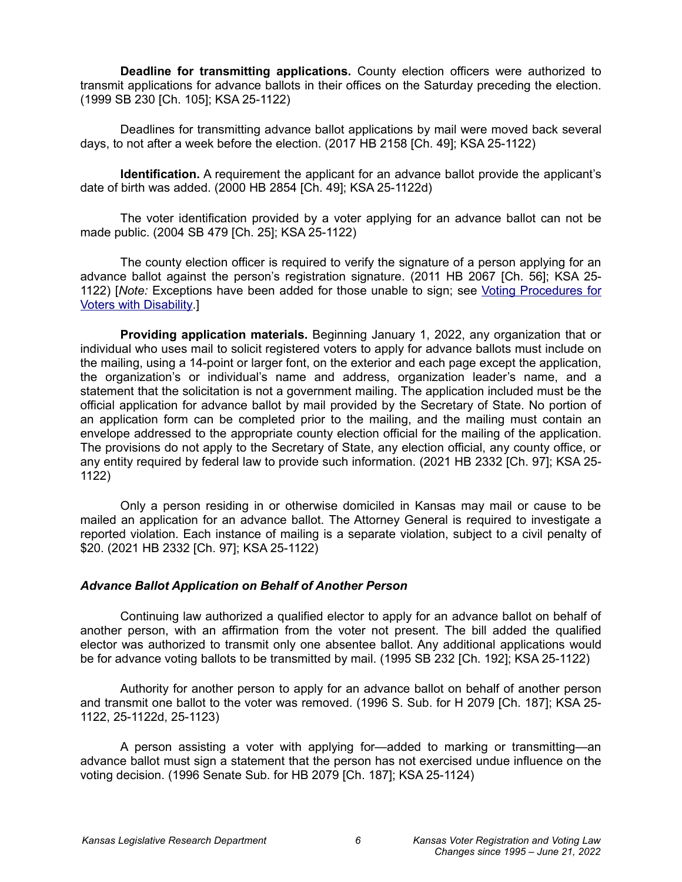**Deadline for transmitting applications.** County election officers were authorized to transmit applications for advance ballots in their offices on the Saturday preceding the election. (1999 SB 230 [Ch. 105]; KSA 25-1122)

Deadlines for transmitting advance ballot applications by mail were moved back several days, to not after a week before the election. (2017 HB 2158 [Ch. 49]; KSA 25-1122)

**Identification.** A requirement the applicant for an advance ballot provide the applicant's date of birth was added. (2000 HB 2854 [Ch. 49]; KSA 25-1122d)

The voter identification provided by a voter applying for an advance ballot can not be made public. (2004 SB 479 [Ch. 25]; KSA 25-1122)

The county election officer is required to verify the signature of a person applying for an advance ballot against the person's registration signature. (2011 HB 2067 [Ch. 56]; KSA 25-1122) [*Note:* Exceptions have been added for those unable to sign; see Voting Procedures for Voters with Disability.]

**Providing application materials.** Beginning January 1, 2022, any organization that or individual who uses mail to solicit registered voters to apply for advance ballots must include on the mailing, using a 14-point or larger font, on the exterior and each page except the application, the organization's or individual's name and address, organization leader's name, and a statement that the solicitation is not a government mailing. The application included must be the official application for advance ballot by mail provided by the Secretary of State. No portion of an application form can be completed prior to the mailing, and the mailing must contain an envelope addressed to the appropriate county election official for the mailing of the application. The provisions do not apply to the Secretary of State, any election official, any county office, or any entity required by federal law to provide such information. (2021 HB 2332 [Ch. 97]; KSA 25-1122)

Only a person residing in or otherwise domiciled in Kansas may mail or cause to be mailed an application for an advance ballot. The Attorney General is required to investigate a reported violation. Each instance of mailing is a separate violation, subject to a civil penalty of $20. (2021 HB 2332 [Ch. 97]; KSA 25-1122)

### *Advance Ballot Application on Behalf of Another Person*

Continuing law authorized a qualified elector to apply for an advance ballot on behalf of another person, with an affirmation from the voter not present. The bill added the qualified elector was authorized to transmit only one absentee ballot. Any additional applications would be for advance voting ballots to be transmitted by mail. (1995 SB 232 [Ch. 192]; KSA 25-1122)

Authority for another person to apply for an advance ballot on behalf of another person and transmit one ballot to the voter was removed. (1996 S. Sub. for H 2079 [Ch. 187]; KSA 25-1122, 25-1122d, 25-1123)

A person assisting a voter with applying for—added to marking or transmitting—an advance ballot must sign a statement that the person has not exercised undue influence on the voting decision. (1996 Senate Sub. for HB 2079 [Ch. 187]; KSA 25-1124)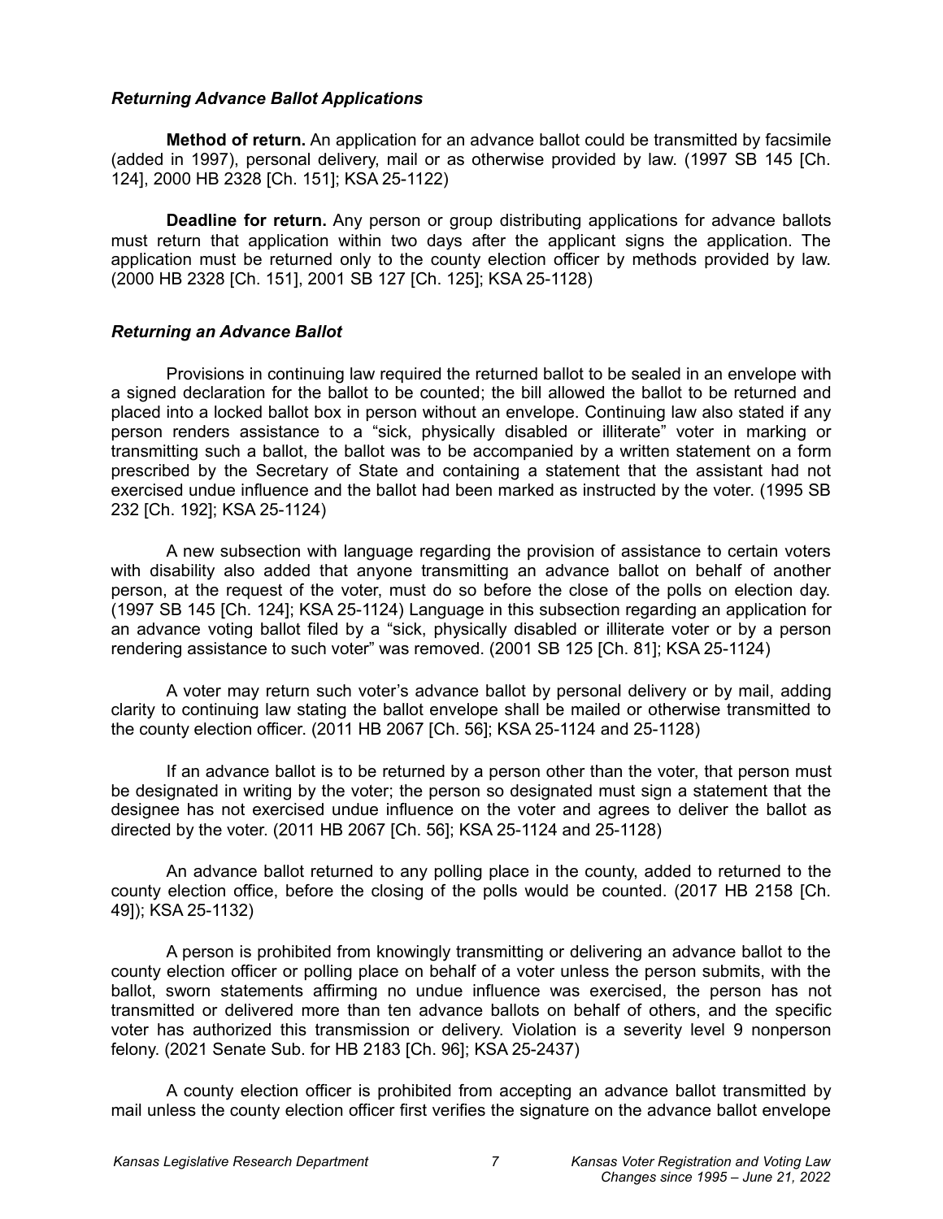### *Returning Advance Ballot Applications*

**Method of return.** An application for an advance ballot could be transmitted by facsimile (added in 1997), personal delivery, mail or as otherwise provided by law. (1997 SB 145 [Ch. 124], 2000 HB 2328 [Ch. 151]; KSA 25-1122)

**Deadline for return.** Any person or group distributing applications for advance ballots must return that application within two days after the applicant signs the application. The application must be returned only to the county election officer by methods provided by law. (2000 HB 2328 [Ch. 151], 2001 SB 127 [Ch. 125]; KSA 25-1128)

### *Returning an Advance Ballot*

Provisions in continuing law required the returned ballot to be sealed in an envelope with a signed declaration for the ballot to be counted; the bill allowed the ballot to be returned and placed into a locked ballot box in person without an envelope. Continuing law also stated if any person renders assistance to a "sick, physically disabled or illiterate" voter in marking or transmitting such a ballot, the ballot was to be accompanied by a written statement on a form prescribed by the Secretary of State and containing a statement that the assistant had not exercised undue influence and the ballot had been marked as instructed by the voter. (1995 SB 232 [Ch. 192]; KSA 25-1124)

A new subsection with language regarding the provision of assistance to certain voters with disability also added that anyone transmitting an advance ballot on behalf of another person, at the request of the voter, must do so before the close of the polls on election day. (1997 SB 145 [Ch. 124]; KSA 25-1124) Language in this subsection regarding an application for an advance voting ballot filed by a "sick, physically disabled or illiterate voter or by a person rendering assistance to such voter" was removed. (2001 SB 125 [Ch. 81]; KSA 25-1124)

A voter may return such voter's advance ballot by personal delivery or by mail, adding clarity to continuing law stating the ballot envelope shall be mailed or otherwise transmitted to the county election officer. (2011 HB 2067 [Ch. 56]; KSA 25-1124 and 25-1128)

If an advance ballot is to be returned by a person other than the voter, that person must be designated in writing by the voter; the person so designated must sign a statement that the designee has not exercised undue influence on the voter and agrees to deliver the ballot as directed by the voter. (2011 HB 2067 [Ch. 56]; KSA 25-1124 and 25-1128)

An advance ballot returned to any polling place in the county, added to returned to the county election office, before the closing of the polls would be counted. (2017 HB 2158 [Ch. 49]); KSA 25-1132)

A person is prohibited from knowingly transmitting or delivering an advance ballot to the county election officer or polling place on behalf of a voter unless the person submits, with the ballot, sworn statements affirming no undue influence was exercised, the person has not transmitted or delivered more than ten advance ballots on behalf of others, and the specific voter has authorized this transmission or delivery. Violation is a severity level 9 nonperson felony. (2021 Senate Sub. for HB 2183 [Ch. 96]; KSA 25-2437)

A county election officer is prohibited from accepting an advance ballot transmitted by mail unless the county election officer first verifies the signature on the advance ballot envelope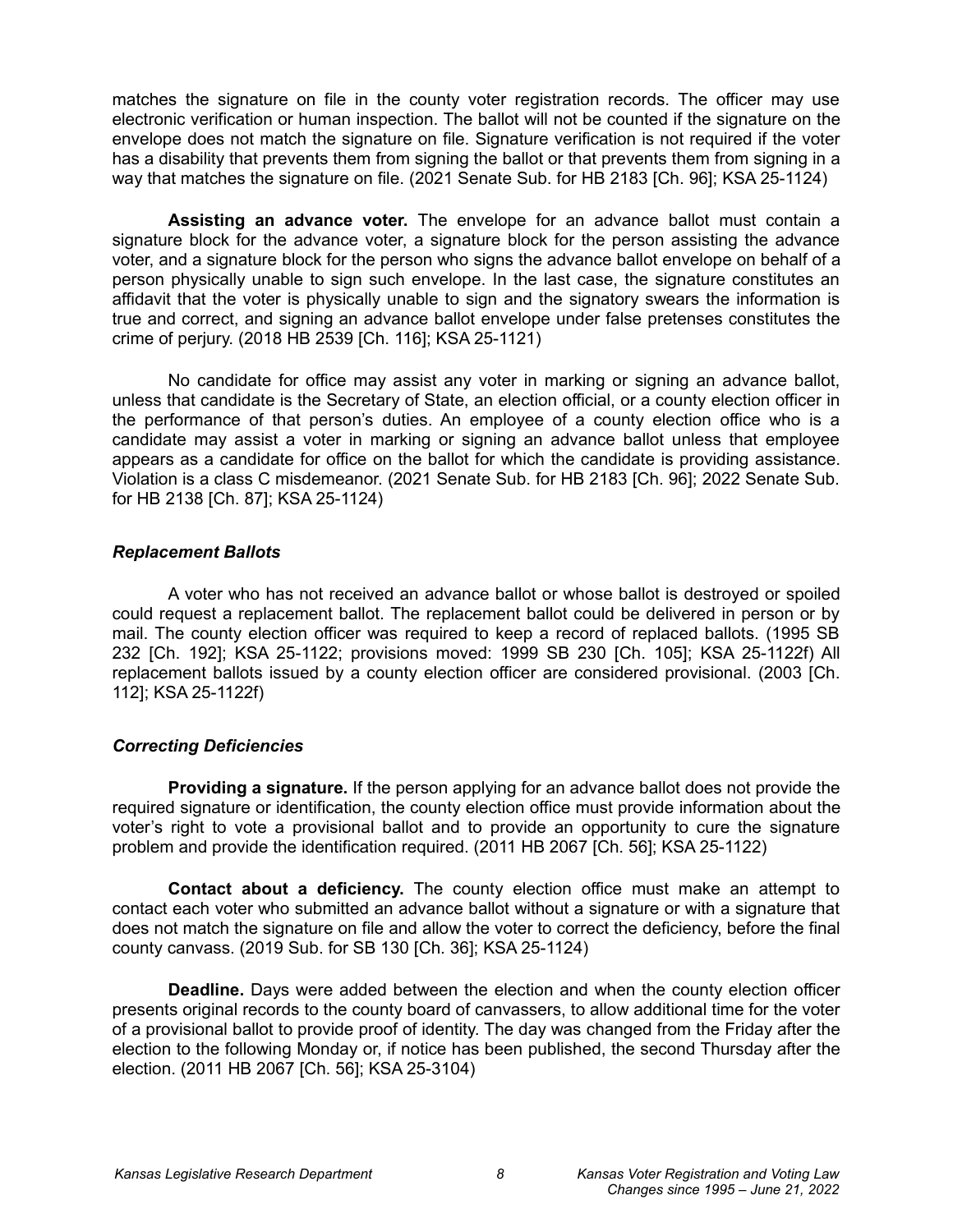matches the signature on file in the county voter registration records. The officer may use electronic verification or human inspection. The ballot will not be counted if the signature on the envelope does not match the signature on file. Signature verification is not required if the voter has a disability that prevents them from signing the ballot or that prevents them from signing in a way that matches the signature on file. (2021 Senate Sub. for HB 2183 [Ch. 96]; KSA 25-1124)

**Assisting an advance voter.** The envelope for an advance ballot must contain a signature block for the advance voter, a signature block for the person assisting the advance voter, and a signature block for the person who signs the advance ballot envelope on behalf of a person physically unable to sign such envelope. In the last case, the signature constitutes an affidavit that the voter is physically unable to sign and the signatory swears the information is true and correct, and signing an advance ballot envelope under false pretenses constitutes the crime of perjury. (2018 HB 2539 [Ch. 116]; KSA 25-1121)

No candidate for office may assist any voter in marking or signing an advance ballot, unless that candidate is the Secretary of State, an election official, or a county election officer in the performance of that person's duties. An employee of a county election office who is a candidate may assist a voter in marking or signing an advance ballot unless that employee appears as a candidate for office on the ballot for which the candidate is providing assistance. Violation is a class C misdemeanor. (2021 Senate Sub. for HB 2183 [Ch. 96]; 2022 Senate Sub. for HB 2138 [Ch. 87]; KSA 25-1124)

### *Replacement Ballots*

A voter who has not received an advance ballot or whose ballot is destroyed or spoiled could request a replacement ballot. The replacement ballot could be delivered in person or by mail. The county election officer was required to keep a record of replaced ballots. (1995 SB 232 [Ch. 192]; KSA 25-1122; provisions moved: 1999 SB 230 [Ch. 105]; KSA 25-1122f) All replacement ballots issued by a county election officer are considered provisional. (2003 [Ch. 112]; KSA 25-1122f)

### *Correcting Deficiencies*

**Providing a signature.** If the person applying for an advance ballot does not provide the required signature or identification, the county election office must provide information about the voter's right to vote a provisional ballot and to provide an opportunity to cure the signature problem and provide the identification required. (2011 HB 2067 [Ch. 56]; KSA 25-1122)

**Contact about a deficiency.** The county election office must make an attempt to contact each voter who submitted an advance ballot without a signature or with a signature that does not match the signature on file and allow the voter to correct the deficiency, before the final county canvass. (2019 Sub. for SB 130 [Ch. 36]; KSA 25-1124)

**Deadline.** Days were added between the election and when the county election officer presents original records to the county board of canvassers, to allow additional time for the voter of a provisional ballot to provide proof of identity. The day was changed from the Friday after the election to the following Monday or, if notice has been published, the second Thursday after the election. (2011 HB 2067 [Ch. 56]; KSA 25-3104)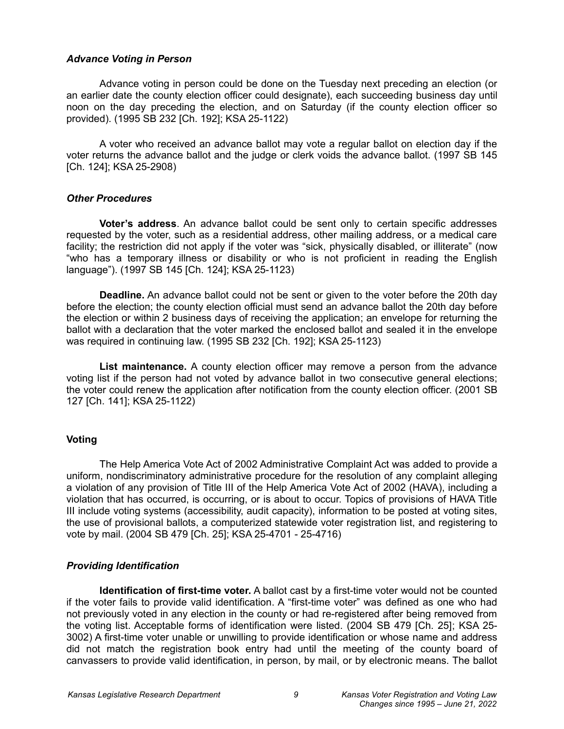### *Advance Voting in Person*

Advance voting in person could be done on the Tuesday next preceding an election (or an earlier date the county election officer could designate), each succeeding business day until noon on the day preceding the election, and on Saturday (if the county election officer so provided). (1995 SB 232 [Ch. 192]; KSA 25-1122)

A voter who received an advance ballot may vote a regular ballot on election day if the voter returns the advance ballot and the judge or clerk voids the advance ballot. (1997 SB 145 [Ch. 124]; KSA 25-2908)

### *Other Procedures*

**Voter's address**. An advance ballot could be sent only to certain specific addresses requested by the voter, such as a residential address, other mailing address, or a medical care facility; the restriction did not apply if the voter was "sick, physically disabled, or illiterate" (now "who has a temporary illness or disability or who is not proficient in reading the English language"). (1997 SB 145 [Ch. 124]; KSA 25-1123)

**Deadline.** An advance ballot could not be sent or given to the voter before the 20th day before the election; the county election official must send an advance ballot the 20th day before the election or within 2 business days of receiving the application; an envelope for returning the ballot with a declaration that the voter marked the enclosed ballot and sealed it in the envelope was required in continuing law. (1995 SB 232 [Ch. 192]; KSA 25-1123)

**List maintenance.** A county election officer may remove a person from the advance voting list if the person had not voted by advance ballot in two consecutive general elections; the voter could renew the application after notification from the county election officer. (2001 SB 127 [Ch. 141]; KSA 25-1122)

## Voting

The Help America Vote Act of 2002 Administrative Complaint Act was added to provide a uniform, nondiscriminatory administrative procedure for the resolution of any complaint alleging a violation of any provision of Title III of the Help America Vote Act of 2002 (HAVA), including a violation that has occurred, is occurring, or is about to occur. Topics of provisions of HAVA Title III include voting systems (accessibility, audit capacity), information to be posted at voting sites, the use of provisional ballots, a computerized statewide voter registration list, and registering to vote by mail. (2004 SB 479 [Ch. 25]; KSA 25-4701 - 25-4716)

### *Providing Identification*

**Identification of first-time voter.** A ballot cast by a first-time voter would not be counted if the voter fails to provide valid identification. A "first-time voter" was defined as one who had not previously voted in any election in the county or had re-registered after being removed from the voting list. Acceptable forms of identification were listed. (2004 SB 479 [Ch. 25]; KSA 25-3002) A first-time voter unable or unwilling to provide identification or whose name and address did not match the registration book entry had until the meeting of the county board of canvassers to provide valid identification, in person, by mail, or by electronic means. The ballot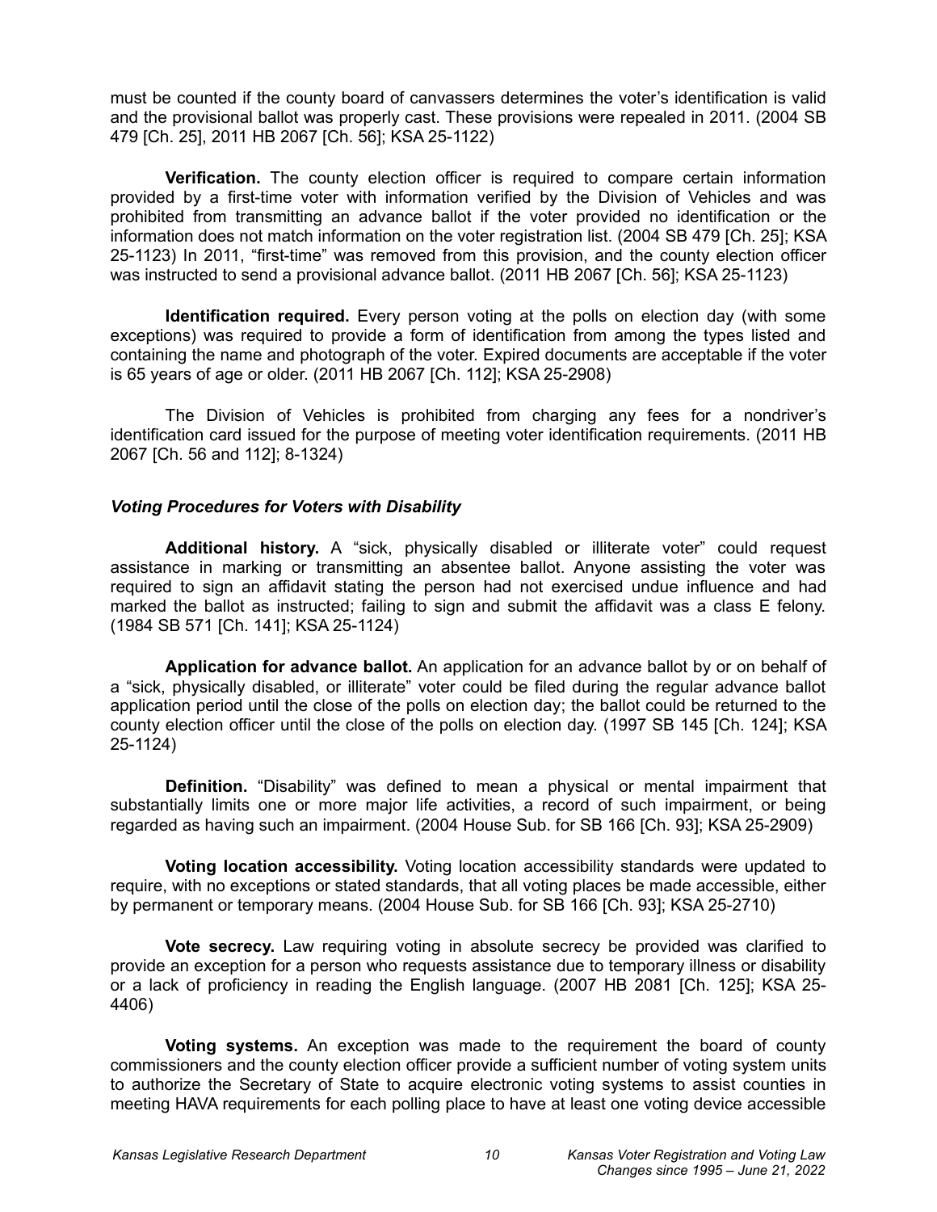must be counted if the county board of canvassers determines the voter's identification is valid and the provisional ballot was properly cast. These provisions were repealed in 2011. (2004 SB 479 [Ch. 25], 2011 HB 2067 [Ch. 56]; KSA 25-1122)

**Verification.** The county election officer is required to compare certain information provided by a first-time voter with information verified by the Division of Vehicles and was prohibited from transmitting an advance ballot if the voter provided no identification or the information does not match information on the voter registration list. (2004 SB 479 [Ch. 25]; KSA 25-1123) In 2011, "first-time" was removed from this provision, and the county election officer was instructed to send a provisional advance ballot. (2011 HB 2067 [Ch. 56]; KSA 25-1123)

**Identification required.** Every person voting at the polls on election day (with some exceptions) was required to provide a form of identification from among the types listed and containing the name and photograph of the voter. Expired documents are acceptable if the voter is 65 years of age or older. (2011 HB 2067 [Ch. 112]; KSA 25-2908)

The Division of Vehicles is prohibited from charging any fees for a nondriver's identification card issued for the purpose of meeting voter identification requirements. (2011 HB 2067 [Ch. 56 and 112]; 8-1324)

### *Voting Procedures for Voters with Disability*

**Additional history.** A "sick, physically disabled or illiterate voter" could request assistance in marking or transmitting an absentee ballot. Anyone assisting the voter was required to sign an affidavit stating the person had not exercised undue influence and had marked the ballot as instructed; failing to sign and submit the affidavit was a class E felony. (1984 SB 571 [Ch. 141]; KSA 25-1124)

**Application for advance ballot.** An application for an advance ballot by or on behalf of a "sick, physically disabled, or illiterate" voter could be filed during the regular advance ballot application period until the close of the polls on election day; the ballot could be returned to the county election officer until the close of the polls on election day. (1997 SB 145 [Ch. 124]; KSA 25-1124)

**Definition.** "Disability" was defined to mean a physical or mental impairment that substantially limits one or more major life activities, a record of such impairment, or being regarded as having such an impairment. (2004 House Sub. for SB 166 [Ch. 93]; KSA 25-2909)

**Voting location accessibility.** Voting location accessibility standards were updated to require, with no exceptions or stated standards, that all voting places be made accessible, either by permanent or temporary means. (2004 House Sub. for SB 166 [Ch. 93]; KSA 25-2710)

**Vote secrecy.** Law requiring voting in absolute secrecy be provided was clarified to provide an exception for a person who requests assistance due to temporary illness or disability or a lack of proficiency in reading the English language. (2007 HB 2081 [Ch. 125]; KSA 25-4406)

**Voting systems.** An exception was made to the requirement the board of county commissioners and the county election officer provide a sufficient number of voting system units to authorize the Secretary of State to acquire electronic voting systems to assist counties in meeting HAVA requirements for each polling place to have at least one voting device accessible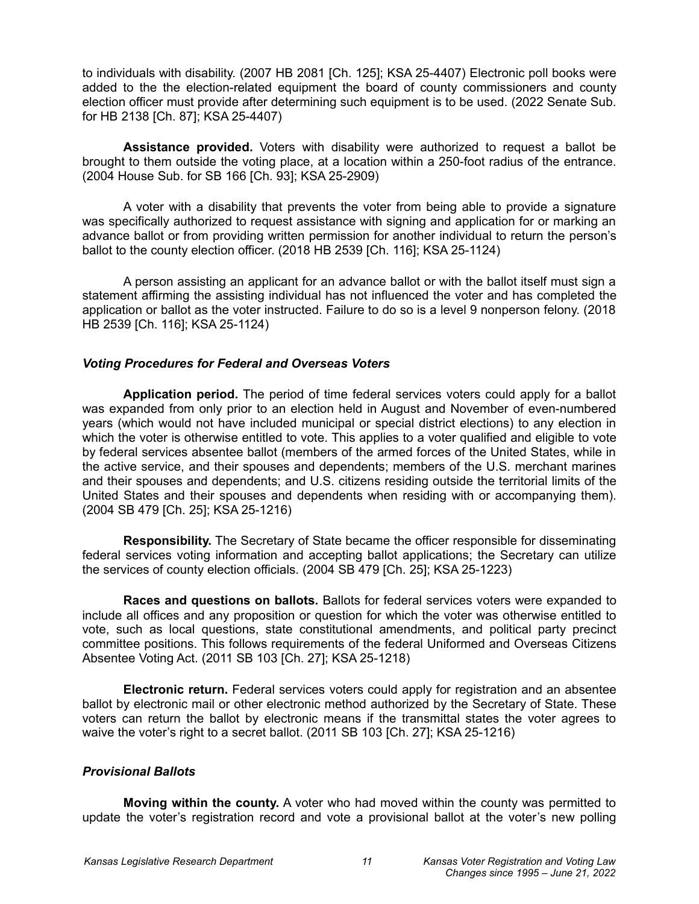to individuals with disability. (2007 HB 2081 [Ch. 125]; KSA 25-4407) Electronic poll books were added to the the election-related equipment the board of county commissioners and county election officer must provide after determining such equipment is to be used. (2022 Senate Sub. for HB 2138 [Ch. 87]; KSA 25-4407)

**Assistance provided.** Voters with disability were authorized to request a ballot be brought to them outside the voting place, at a location within a 250-foot radius of the entrance. (2004 House Sub. for SB 166 [Ch. 93]; KSA 25-2909)

A voter with a disability that prevents the voter from being able to provide a signature was specifically authorized to request assistance with signing and application for or marking an advance ballot or from providing written permission for another individual to return the person's ballot to the county election officer. (2018 HB 2539 [Ch. 116]; KSA 25-1124)

A person assisting an applicant for an advance ballot or with the ballot itself must sign a statement affirming the assisting individual has not influenced the voter and has completed the application or ballot as the voter instructed. Failure to do so is a level 9 nonperson felony. (2018 HB 2539 [Ch. 116]; KSA 25-1124)

### *Voting Procedures for Federal and Overseas Voters*

**Application period.** The period of time federal services voters could apply for a ballot was expanded from only prior to an election held in August and November of even-numbered years (which would not have included municipal or special district elections) to any election in which the voter is otherwise entitled to vote. This applies to a voter qualified and eligible to vote by federal services absentee ballot (members of the armed forces of the United States, while in the active service, and their spouses and dependents; members of the U.S. merchant marines and their spouses and dependents; and U.S. citizens residing outside the territorial limits of the United States and their spouses and dependents when residing with or accompanying them). (2004 SB 479 [Ch. 25]; KSA 25-1216)

**Responsibility.** The Secretary of State became the officer responsible for disseminating federal services voting information and accepting ballot applications; the Secretary can utilize the services of county election officials. (2004 SB 479 [Ch. 25]; KSA 25-1223)

**Races and questions on ballots.** Ballots for federal services voters were expanded to include all offices and any proposition or question for which the voter was otherwise entitled to vote, such as local questions, state constitutional amendments, and political party precinct committee positions. This follows requirements of the federal Uniformed and Overseas Citizens Absentee Voting Act. (2011 SB 103 [Ch. 27]; KSA 25-1218)

**Electronic return.** Federal services voters could apply for registration and an absentee ballot by electronic mail or other electronic method authorized by the Secretary of State. These voters can return the ballot by electronic means if the transmittal states the voter agrees to waive the voter's right to a secret ballot. (2011 SB 103 [Ch. 27]; KSA 25-1216)

### *Provisional Ballots*

**Moving within the county.** A voter who had moved within the county was permitted to update the voter's registration record and vote a provisional ballot at the voter's new polling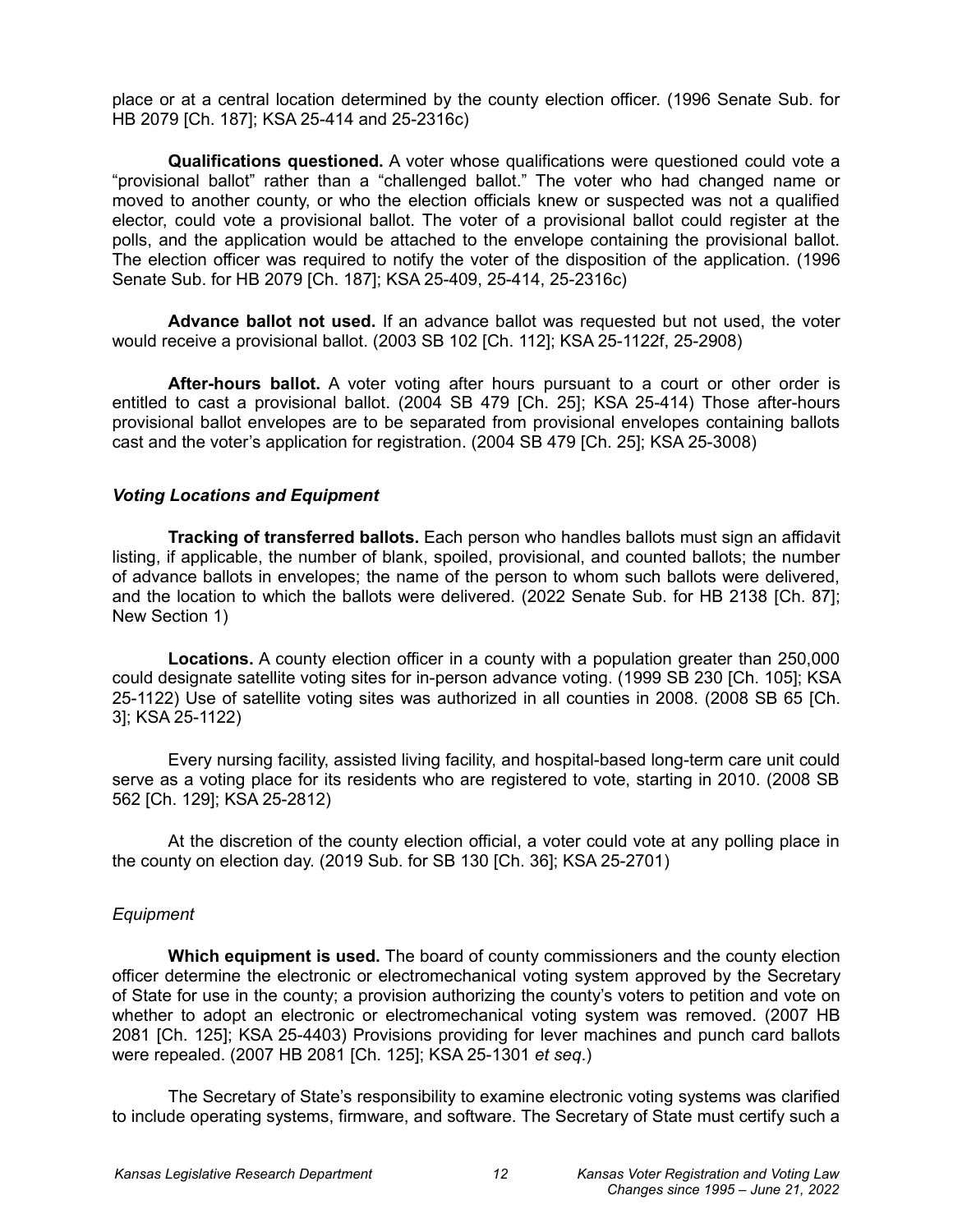place or at a central location determined by the county election officer. (1996 Senate Sub. for HB 2079 [Ch. 187]; KSA 25-414 and 25-2316c)

**Qualifications questioned.** A voter whose qualifications were questioned could vote a "provisional ballot" rather than a "challenged ballot." The voter who had changed name or moved to another county, or who the election officials knew or suspected was not a qualified elector, could vote a provisional ballot. The voter of a provisional ballot could register at the polls, and the application would be attached to the envelope containing the provisional ballot. The election officer was required to notify the voter of the disposition of the application. (1996 Senate Sub. for HB 2079 [Ch. 187]; KSA 25-409, 25-414, 25-2316c)

**Advance ballot not used.** If an advance ballot was requested but not used, the voter would receive a provisional ballot. (2003 SB 102 [Ch. 112]; KSA 25-1122f, 25-2908)

**After-hours ballot.** A voter voting after hours pursuant to a court or other order is entitled to cast a provisional ballot. (2004 SB 479 [Ch. 25]; KSA 25-414) Those after-hours provisional ballot envelopes are to be separated from provisional envelopes containing ballots cast and the voter's application for registration. (2004 SB 479 [Ch. 25]; KSA 25-3008)

### *Voting Locations and Equipment*

**Tracking of transferred ballots.** Each person who handles ballots must sign an affidavit listing, if applicable, the number of blank, spoiled, provisional, and counted ballots; the number of advance ballots in envelopes; the name of the person to whom such ballots were delivered, and the location to which the ballots were delivered. (2022 Senate Sub. for HB 2138 [Ch. 87]; New Section 1)

**Locations.** A county election officer in a county with a population greater than 250,000 could designate satellite voting sites for in-person advance voting. (1999 SB 230 [Ch. 105]; KSA 25-1122) Use of satellite voting sites was authorized in all counties in 2008. (2008 SB 65 [Ch. 3]; KSA 25-1122)

Every nursing facility, assisted living facility, and hospital-based long-term care unit could serve as a voting place for its residents who are registered to vote, starting in 2010. (2008 SB 562 [Ch. 129]; KSA 25-2812)

At the discretion of the county election official, a voter could vote at any polling place in the county on election day. (2019 Sub. for SB 130 [Ch. 36]; KSA 25-2701)

#### *Equipment*

**Which equipment is used.** The board of county commissioners and the county election officer determine the electronic or electromechanical voting system approved by the Secretary of State for use in the county; a provision authorizing the county's voters to petition and vote on whether to adopt an electronic or electromechanical voting system was removed. (2007 HB 2081 [Ch. 125]; KSA 25-4403) Provisions providing for lever machines and punch card ballots were repealed. (2007 HB 2081 [Ch. 125]; KSA 25-1301 *et seq.*)

The Secretary of State's responsibility to examine electronic voting systems was clarified to include operating systems, firmware, and software. The Secretary of State must certify such a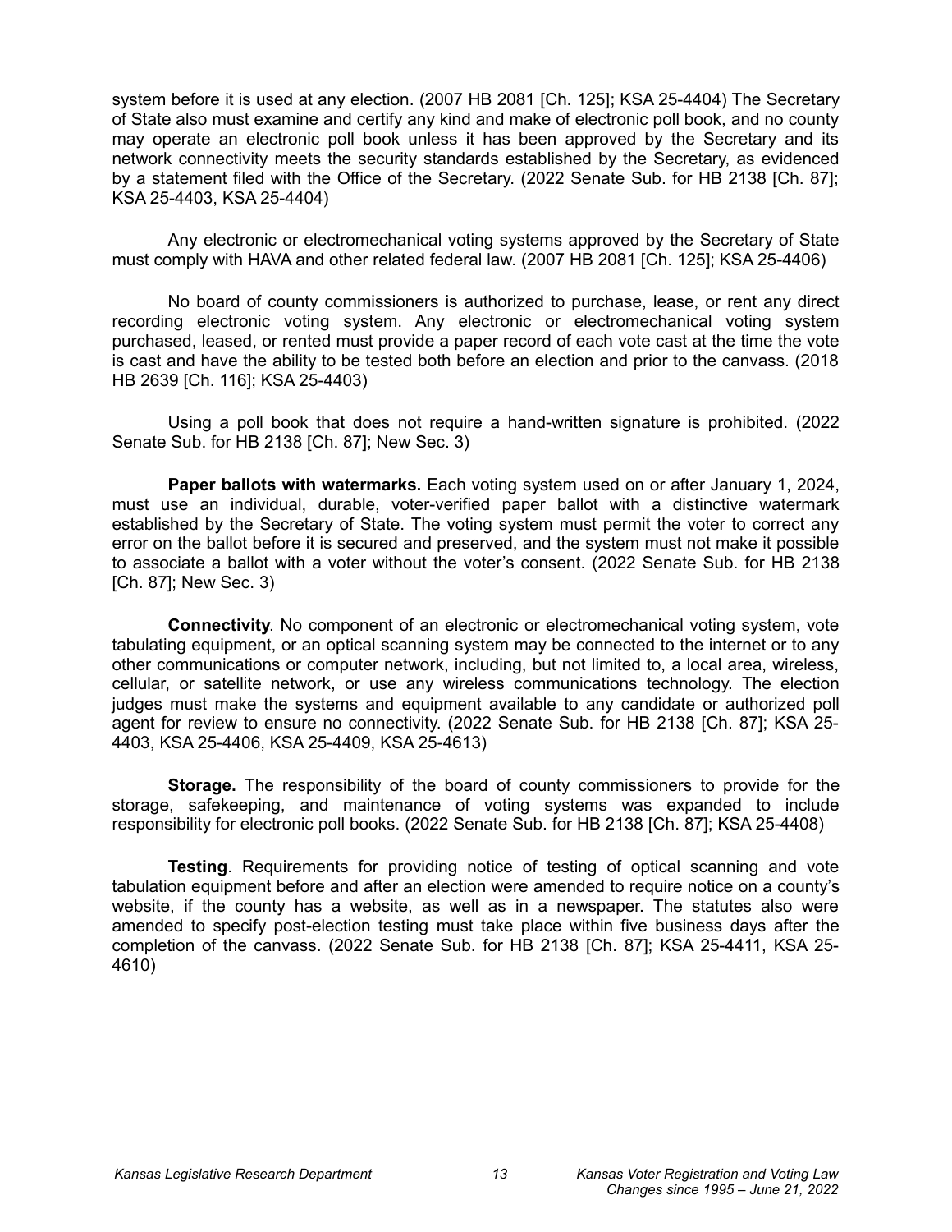system before it is used at any election. (2007 HB 2081 [Ch. 125]; KSA 25-4404) The Secretary of State also must examine and certify any kind and make of electronic poll book, and no county may operate an electronic poll book unless it has been approved by the Secretary and its network connectivity meets the security standards established by the Secretary, as evidenced by a statement filed with the Office of the Secretary. (2022 Senate Sub. for HB 2138 [Ch. 87]; KSA 25-4403, KSA 25-4404)

Any electronic or electromechanical voting systems approved by the Secretary of State must comply with HAVA and other related federal law. (2007 HB 2081 [Ch. 125]; KSA 25-4406)

No board of county commissioners is authorized to purchase, lease, or rent any direct recording electronic voting system. Any electronic or electromechanical voting system purchased, leased, or rented must provide a paper record of each vote cast at the time the vote is cast and have the ability to be tested both before an election and prior to the canvass. (2018 HB 2639 [Ch. 116]; KSA 25-4403)

Using a poll book that does not require a hand-written signature is prohibited. (2022 Senate Sub. for HB 2138 [Ch. 87]; New Sec. 3)

**Paper ballots with watermarks.** Each voting system used on or after January 1, 2024, must use an individual, durable, voter-verified paper ballot with a distinctive watermark established by the Secretary of State. The voting system must permit the voter to correct any error on the ballot before it is secured and preserved, and the system must not make it possible to associate a ballot with a voter without the voter's consent. (2022 Senate Sub. for HB 2138 [Ch. 87]; New Sec. 3)

**Connectivity**. No component of an electronic or electromechanical voting system, vote tabulating equipment, or an optical scanning system may be connected to the internet or to any other communications or computer network, including, but not limited to, a local area, wireless, cellular, or satellite network, or use any wireless communications technology. The election judges must make the systems and equipment available to any candidate or authorized poll agent for review to ensure no connectivity. (2022 Senate Sub. for HB 2138 [Ch. 87]; KSA 25-4403, KSA 25-4406, KSA 25-4409, KSA 25-4613)

**Storage.** The responsibility of the board of county commissioners to provide for the storage, safekeeping, and maintenance of voting systems was expanded to include responsibility for electronic poll books. (2022 Senate Sub. for HB 2138 [Ch. 87]; KSA 25-4408)

**Testing**. Requirements for providing notice of testing of optical scanning and vote tabulation equipment before and after an election were amended to require notice on a county's website, if the county has a website, as well as in a newspaper. The statutes also were amended to specify post-election testing must take place within five business days after the completion of the canvass. (2022 Senate Sub. for HB 2138 [Ch. 87]; KSA 25-4411, KSA 25-4610)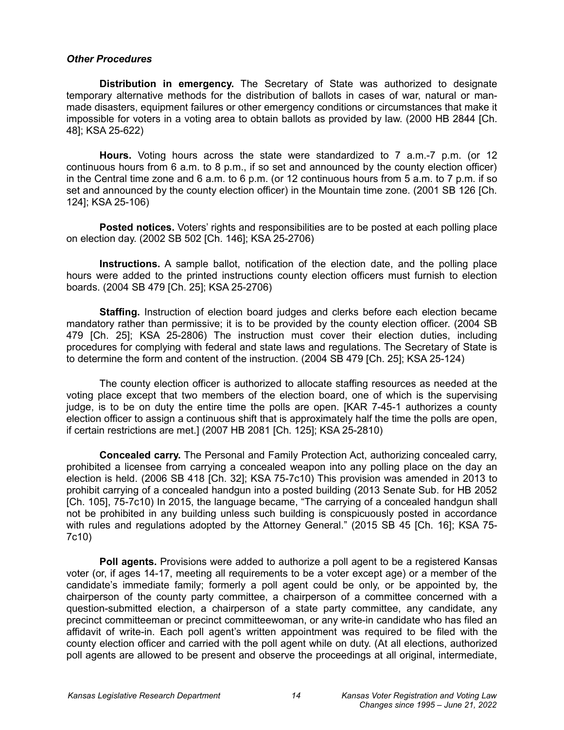### *Other Procedures*

**Distribution in emergency.** The Secretary of State was authorized to designate temporary alternative methods for the distribution of ballots in cases of war, natural or man-made disasters, equipment failures or other emergency conditions or circumstances that make it impossible for voters in a voting area to obtain ballots as provided by law. (2000 HB 2844 [Ch. 48]; KSA 25-622)

**Hours.** Voting hours across the state were standardized to 7 a.m.-7 p.m. (or 12 continuous hours from 6 a.m. to 8 p.m., if so set and announced by the county election officer) in the Central time zone and 6 a.m. to 6 p.m. (or 12 continuous hours from 5 a.m. to 7 p.m. if so set and announced by the county election officer) in the Mountain time zone. (2001 SB 126 [Ch. 124]; KSA 25-106)

**Posted notices.** Voters' rights and responsibilities are to be posted at each polling place on election day. (2002 SB 502 [Ch. 146]; KSA 25-2706)

**Instructions.** A sample ballot, notification of the election date, and the polling place hours were added to the printed instructions county election officers must furnish to election boards. (2004 SB 479 [Ch. 25]; KSA 25-2706)

**Staffing.** Instruction of election board judges and clerks before each election became mandatory rather than permissive; it is to be provided by the county election officer. (2004 SB 479 [Ch. 25]; KSA 25-2806) The instruction must cover their election duties, including procedures for complying with federal and state laws and regulations. The Secretary of State is to determine the form and content of the instruction. (2004 SB 479 [Ch. 25]; KSA 25-124)

The county election officer is authorized to allocate staffing resources as needed at the voting place except that two members of the election board, one of which is the supervising judge, is to be on duty the entire time the polls are open. [KAR 7-45-1 authorizes a county election officer to assign a continuous shift that is approximately half the time the polls are open, if certain restrictions are met.] (2007 HB 2081 [Ch. 125]; KSA 25-2810)

**Concealed carry.** The Personal and Family Protection Act, authorizing concealed carry, prohibited a licensee from carrying a concealed weapon into any polling place on the day an election is held. (2006 SB 418 [Ch. 32]; KSA 75-7c10) This provision was amended in 2013 to prohibit carrying of a concealed handgun into a posted building (2013 Senate Sub. for HB 2052 [Ch. 105], 75-7c10) In 2015, the language became, "The carrying of a concealed handgun shall not be prohibited in any building unless such building is conspicuously posted in accordance with rules and regulations adopted by the Attorney General." (2015 SB 45 [Ch. 16]; KSA 75-7c10)

**Poll agents.** Provisions were added to authorize a poll agent to be a registered Kansas voter (or, if ages 14-17, meeting all requirements to be a voter except age) or a member of the candidate's immediate family; formerly a poll agent could be only, or be appointed by, the chairperson of the county party committee, a chairperson of a committee concerned with a question-submitted election, a chairperson of a state party committee, any candidate, any precinct committeeman or precinct committeewoman, or any write-in candidate who has filed an affidavit of write-in. Each poll agent's written appointment was required to be filed with the county election officer and carried with the poll agent while on duty. (At all elections, authorized poll agents are allowed to be present and observe the proceedings at all original, intermediate,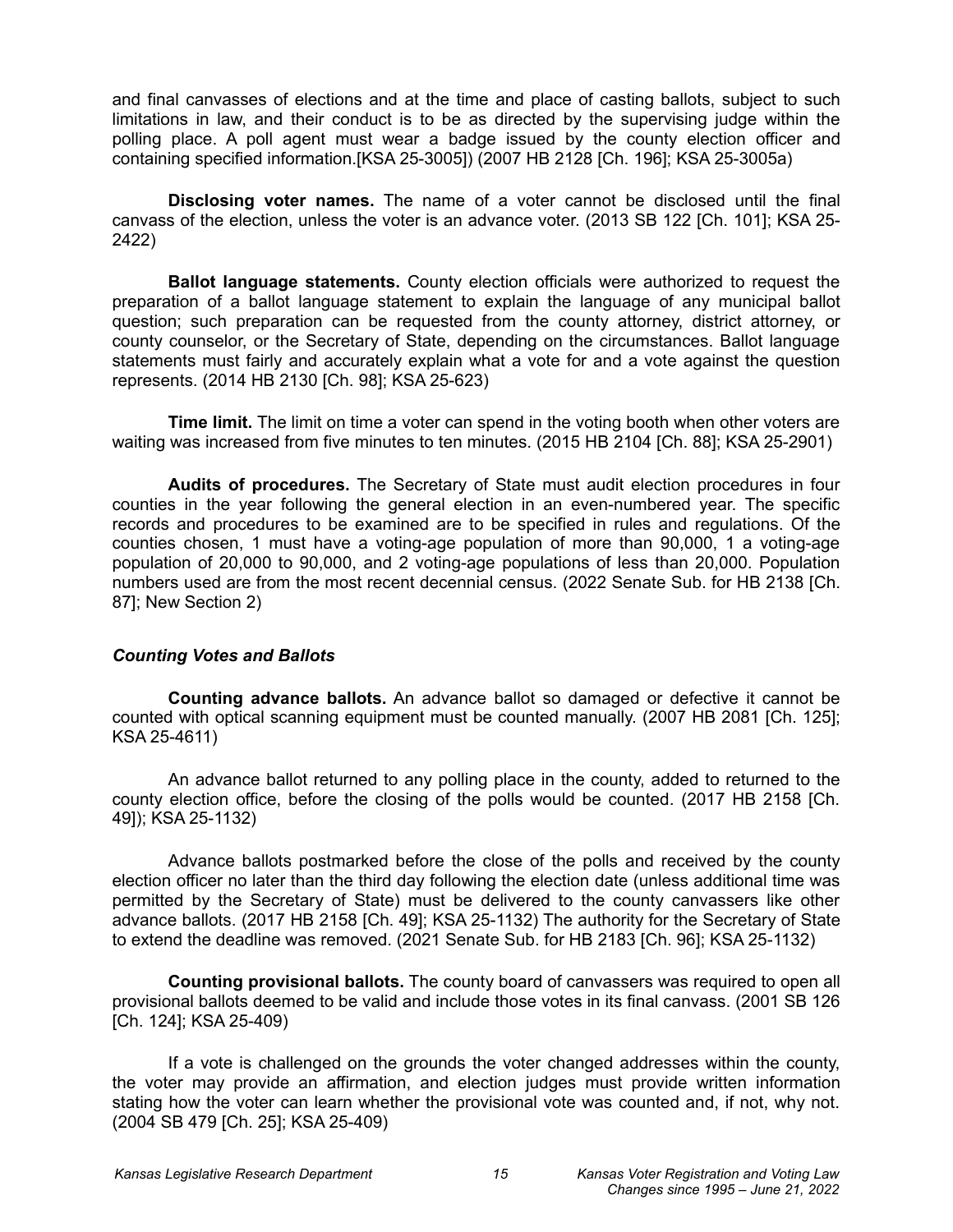and final canvasses of elections and at the time and place of casting ballots, subject to such limitations in law, and their conduct is to be as directed by the supervising judge within the polling place. A poll agent must wear a badge issued by the county election officer and containing specified information.[KSA 25-3005]) (2007 HB 2128 [Ch. 196]; KSA 25-3005a)

**Disclosing voter names.** The name of a voter cannot be disclosed until the final canvass of the election, unless the voter is an advance voter. (2013 SB 122 [Ch. 101]; KSA 25-2422)

**Ballot language statements.** County election officials were authorized to request the preparation of a ballot language statement to explain the language of any municipal ballot question; such preparation can be requested from the county attorney, district attorney, or county counselor, or the Secretary of State, depending on the circumstances. Ballot language statements must fairly and accurately explain what a vote for and a vote against the question represents. (2014 HB 2130 [Ch. 98]; KSA 25-623)

**Time limit.** The limit on time a voter can spend in the voting booth when other voters are waiting was increased from five minutes to ten minutes. (2015 HB 2104 [Ch. 88]; KSA 25-2901)

**Audits of procedures.** The Secretary of State must audit election procedures in four counties in the year following the general election in an even-numbered year. The specific records and procedures to be examined are to be specified in rules and regulations. Of the counties chosen, 1 must have a voting-age population of more than 90,000, 1 a voting-age population of 20,000 to 90,000, and 2 voting-age populations of less than 20,000. Population numbers used are from the most recent decennial census. (2022 Senate Sub. for HB 2138 [Ch. 87]; New Section 2)

### *Counting Votes and Ballots*

**Counting advance ballots.** An advance ballot so damaged or defective it cannot be counted with optical scanning equipment must be counted manually. (2007 HB 2081 [Ch. 125]; KSA 25-4611)

An advance ballot returned to any polling place in the county, added to returned to the county election office, before the closing of the polls would be counted. (2017 HB 2158 [Ch. 49]); KSA 25-1132)

Advance ballots postmarked before the close of the polls and received by the county election officer no later than the third day following the election date (unless additional time was permitted by the Secretary of State) must be delivered to the county canvassers like other advance ballots. (2017 HB 2158 [Ch. 49]; KSA 25-1132) The authority for the Secretary of State to extend the deadline was removed. (2021 Senate Sub. for HB 2183 [Ch. 96]; KSA 25-1132)

**Counting provisional ballots.** The county board of canvassers was required to open all provisional ballots deemed to be valid and include those votes in its final canvass. (2001 SB 126 [Ch. 124]; KSA 25-409)

If a vote is challenged on the grounds the voter changed addresses within the county, the voter may provide an affirmation, and election judges must provide written information stating how the voter can learn whether the provisional vote was counted and, if not, why not. (2004 SB 479 [Ch. 25]; KSA 25-409)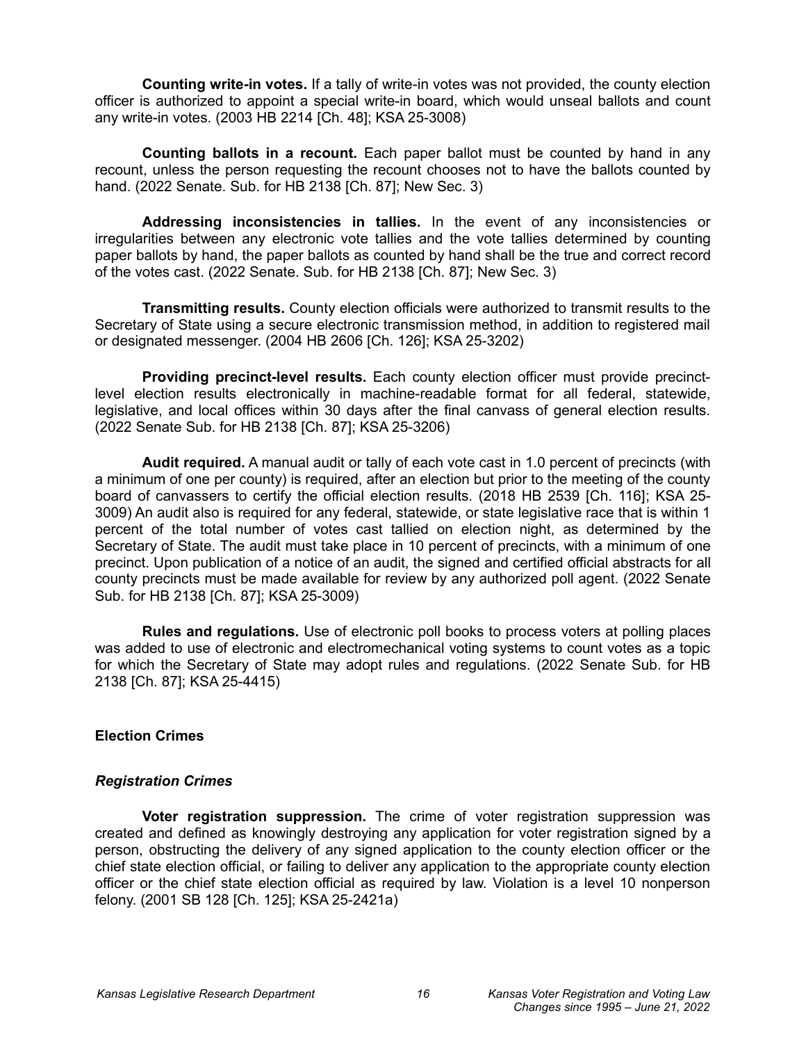**Counting write-in votes.** If a tally of write-in votes was not provided, the county election officer is authorized to appoint a special write-in board, which would unseal ballots and count any write-in votes. (2003 HB 2214 [Ch. 48]; KSA 25-3008)

**Counting ballots in a recount.** Each paper ballot must be counted by hand in any recount, unless the person requesting the recount chooses not to have the ballots counted by hand. (2022 Senate. Sub. for HB 2138 [Ch. 87]; New Sec. 3)

**Addressing inconsistencies in tallies.** In the event of any inconsistencies or irregularities between any electronic vote tallies and the vote tallies determined by counting paper ballots by hand, the paper ballots as counted by hand shall be the true and correct record of the votes cast. (2022 Senate. Sub. for HB 2138 [Ch. 87]; New Sec. 3)

**Transmitting results.** County election officials were authorized to transmit results to the Secretary of State using a secure electronic transmission method, in addition to registered mail or designated messenger. (2004 HB 2606 [Ch. 126]; KSA 25-3202)

**Providing precinct-level results.** Each county election officer must provide precinct-level election results electronically in machine-readable format for all federal, statewide, legislative, and local offices within 30 days after the final canvass of general election results. (2022 Senate Sub. for HB 2138 [Ch. 87]; KSA 25-3206)

**Audit required.** A manual audit or tally of each vote cast in 1.0 percent of precincts (with a minimum of one per county) is required, after an election but prior to the meeting of the county board of canvassers to certify the official election results. (2018 HB 2539 [Ch. 116]; KSA 25-3009) An audit also is required for any federal, statewide, or state legislative race that is within 1 percent of the total number of votes cast tallied on election night, as determined by the Secretary of State. The audit must take place in 10 percent of precincts, with a minimum of one precinct. Upon publication of a notice of an audit, the signed and certified official abstracts for all county precincts must be made available for review by any authorized poll agent. (2022 Senate Sub. for HB 2138 [Ch. 87]; KSA 25-3009)

**Rules and regulations.** Use of electronic poll books to process voters at polling places was added to use of electronic and electromechanical voting systems to count votes as a topic for which the Secretary of State may adopt rules and regulations. (2022 Senate Sub. for HB 2138 [Ch. 87]; KSA 25-4415)

## Election Crimes

### *Registration Crimes*

**Voter registration suppression.** The crime of voter registration suppression was created and defined as knowingly destroying any application for voter registration signed by a person, obstructing the delivery of any signed application to the county election officer or the chief state election official, or failing to deliver any application to the appropriate county election officer or the chief state election official as required by law. Violation is a level 10 nonperson felony. (2001 SB 128 [Ch. 125]; KSA 25-2421a)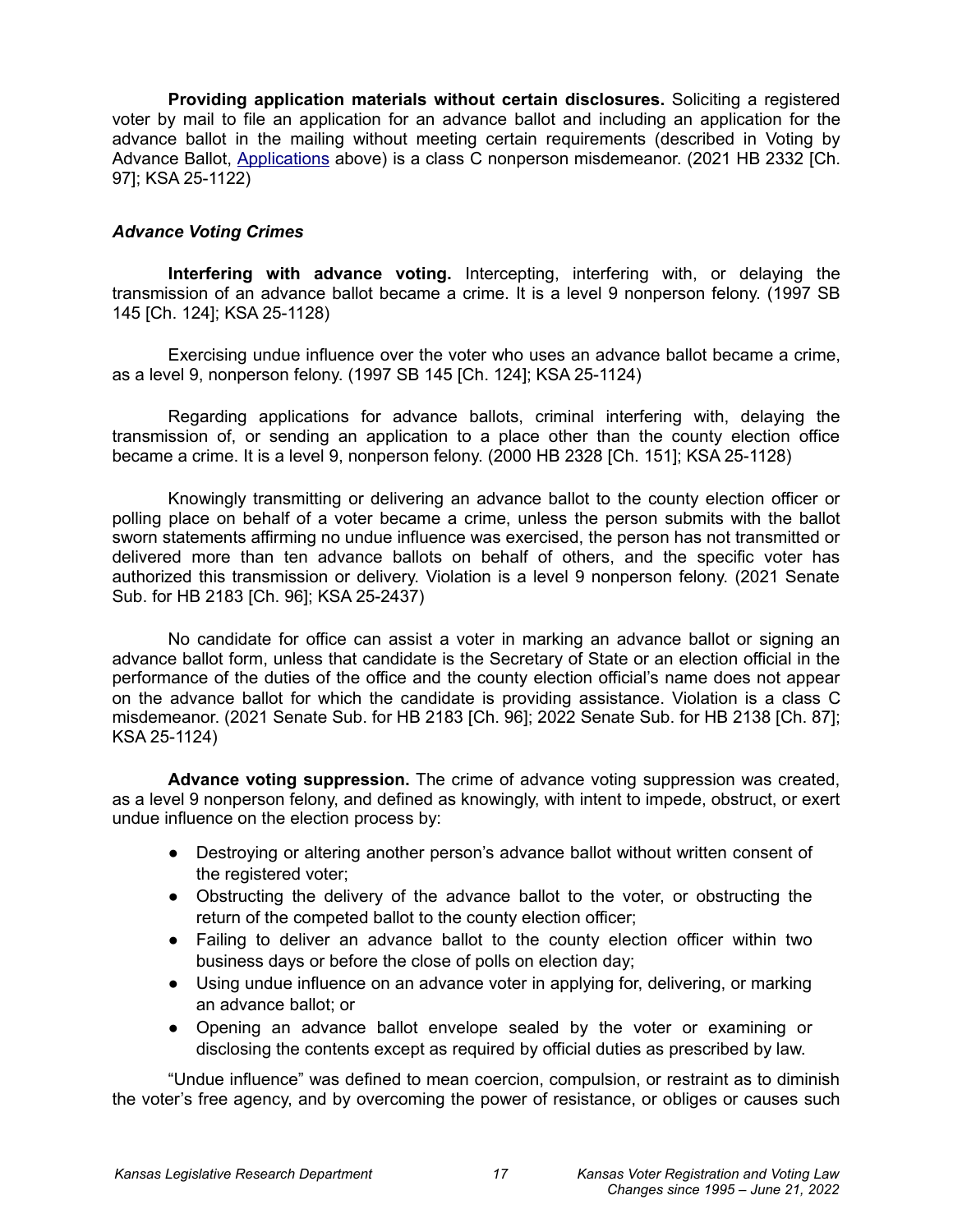**Providing application materials without certain disclosures.** Soliciting a registered voter by mail to file an application for an advance ballot and including an application for the advance ballot in the mailing without meeting certain requirements (described in Voting by Advance Ballot, Applications above) is a class C nonperson misdemeanor. (2021 HB 2332 [Ch. 97]; KSA 25-1122)

### *Advance Voting Crimes*

**Interfering with advance voting.** Intercepting, interfering with, or delaying the transmission of an advance ballot became a crime. It is a level 9 nonperson felony. (1997 SB 145 [Ch. 124]; KSA 25-1128)

Exercising undue influence over the voter who uses an advance ballot became a crime, as a level 9, nonperson felony. (1997 SB 145 [Ch. 124]; KSA 25-1124)

Regarding applications for advance ballots, criminal interfering with, delaying the transmission of, or sending an application to a place other than the county election office became a crime. It is a level 9, nonperson felony. (2000 HB 2328 [Ch. 151]; KSA 25-1128)

Knowingly transmitting or delivering an advance ballot to the county election officer or polling place on behalf of a voter became a crime, unless the person submits with the ballot sworn statements affirming no undue influence was exercised, the person has not transmitted or delivered more than ten advance ballots on behalf of others, and the specific voter has authorized this transmission or delivery. Violation is a level 9 nonperson felony. (2021 Senate Sub. for HB 2183 [Ch. 96]; KSA 25-2437)

No candidate for office can assist a voter in marking an advance ballot or signing an advance ballot form, unless that candidate is the Secretary of State or an election official in the performance of the duties of the office and the county election official's name does not appear on the advance ballot for which the candidate is providing assistance. Violation is a class C misdemeanor. (2021 Senate Sub. for HB 2183 [Ch. 96]; 2022 Senate Sub. for HB 2138 [Ch. 87]; KSA 25-1124)

**Advance voting suppression.** The crime of advance voting suppression was created, as a level 9 nonperson felony, and defined as knowingly, with intent to impede, obstruct, or exert undue influence on the election process by:

- Destroying or altering another person's advance ballot without written consent of the registered voter;
- Obstructing the delivery of the advance ballot to the voter, or obstructing the return of the competed ballot to the county election officer;
- Failing to deliver an advance ballot to the county election officer within two business days or before the close of polls on election day;
- Using undue influence on an advance voter in applying for, delivering, or marking an advance ballot; or
- Opening an advance ballot envelope sealed by the voter or examining or disclosing the contents except as required by official duties as prescribed by law.

"Undue influence" was defined to mean coercion, compulsion, or restraint as to diminish the voter's free agency, and by overcoming the power of resistance, or obliges or causes such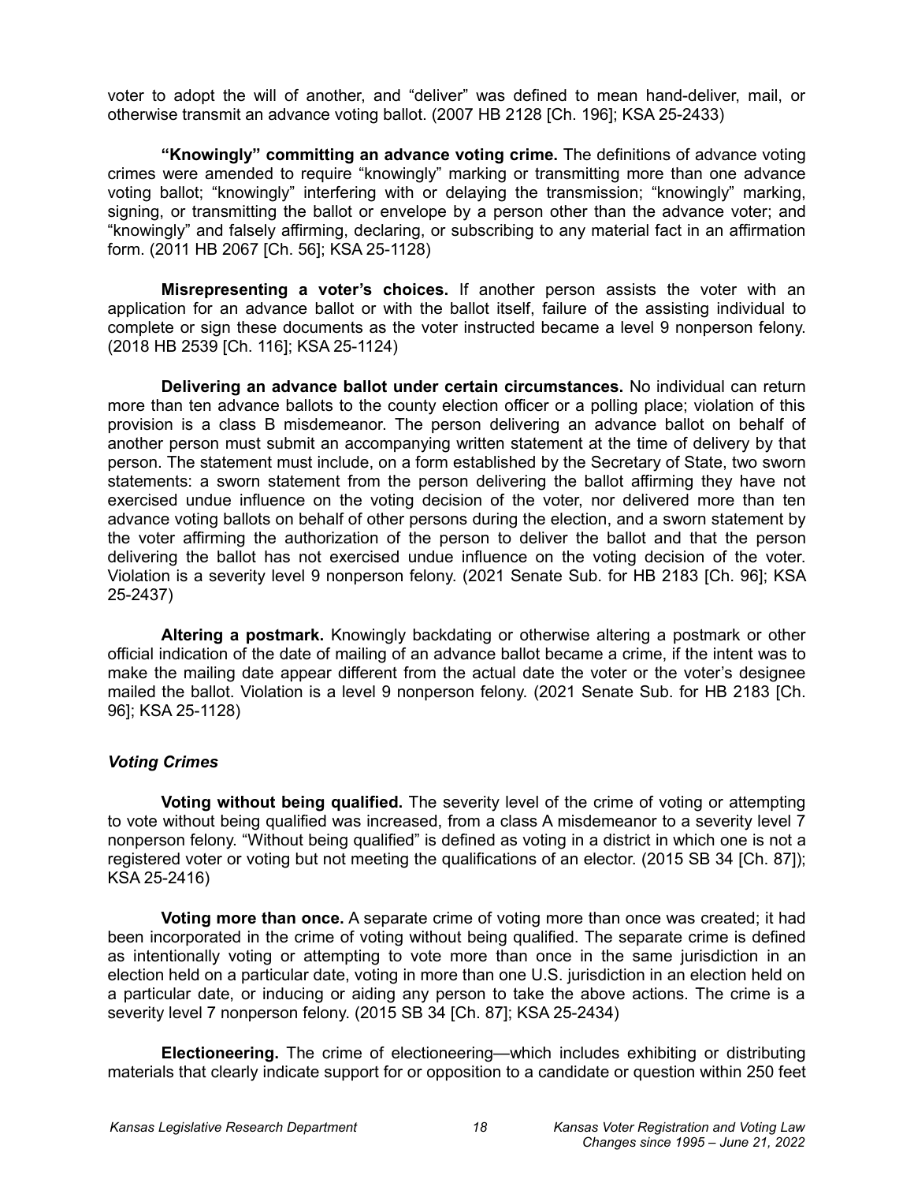voter to adopt the will of another, and "deliver" was defined to mean hand-deliver, mail, or otherwise transmit an advance voting ballot. (2007 HB 2128 [Ch. 196]; KSA 25-2433)

**"Knowingly" committing an advance voting crime.** The definitions of advance voting crimes were amended to require "knowingly" marking or transmitting more than one advance voting ballot; "knowingly" interfering with or delaying the transmission; "knowingly" marking, signing, or transmitting the ballot or envelope by a person other than the advance voter; and "knowingly" and falsely affirming, declaring, or subscribing to any material fact in an affirmation form. (2011 HB 2067 [Ch. 56]; KSA 25-1128)

**Misrepresenting a voter's choices.** If another person assists the voter with an application for an advance ballot or with the ballot itself, failure of the assisting individual to complete or sign these documents as the voter instructed became a level 9 nonperson felony. (2018 HB 2539 [Ch. 116]; KSA 25-1124)

**Delivering an advance ballot under certain circumstances.** No individual can return more than ten advance ballots to the county election officer or a polling place; violation of this provision is a class B misdemeanor. The person delivering an advance ballot on behalf of another person must submit an accompanying written statement at the time of delivery by that person. The statement must include, on a form established by the Secretary of State, two sworn statements: a sworn statement from the person delivering the ballot affirming they have not exercised undue influence on the voting decision of the voter, nor delivered more than ten advance voting ballots on behalf of other persons during the election, and a sworn statement by the voter affirming the authorization of the person to deliver the ballot and that the person delivering the ballot has not exercised undue influence on the voting decision of the voter. Violation is a severity level 9 nonperson felony. (2021 Senate Sub. for HB 2183 [Ch. 96]; KSA 25-2437)

**Altering a postmark.** Knowingly backdating or otherwise altering a postmark or other official indication of the date of mailing of an advance ballot became a crime, if the intent was to make the mailing date appear different from the actual date the voter or the voter's designee mailed the ballot. Violation is a level 9 nonperson felony. (2021 Senate Sub. for HB 2183 [Ch. 96]; KSA 25-1128)

### *Voting Crimes*

**Voting without being qualified.** The severity level of the crime of voting or attempting to vote without being qualified was increased, from a class A misdemeanor to a severity level 7 nonperson felony. "Without being qualified" is defined as voting in a district in which one is not a registered voter or voting but not meeting the qualifications of an elector. (2015 SB 34 [Ch. 87]); KSA 25-2416)

**Voting more than once.** A separate crime of voting more than once was created; it had been incorporated in the crime of voting without being qualified. The separate crime is defined as intentionally voting or attempting to vote more than once in the same jurisdiction in an election held on a particular date, voting in more than one U.S. jurisdiction in an election held on a particular date, or inducing or aiding any person to take the above actions. The crime is a severity level 7 nonperson felony. (2015 SB 34 [Ch. 87]; KSA 25-2434)

**Electioneering.** The crime of electioneering—which includes exhibiting or distributing materials that clearly indicate support for or opposition to a candidate or question within 250 feet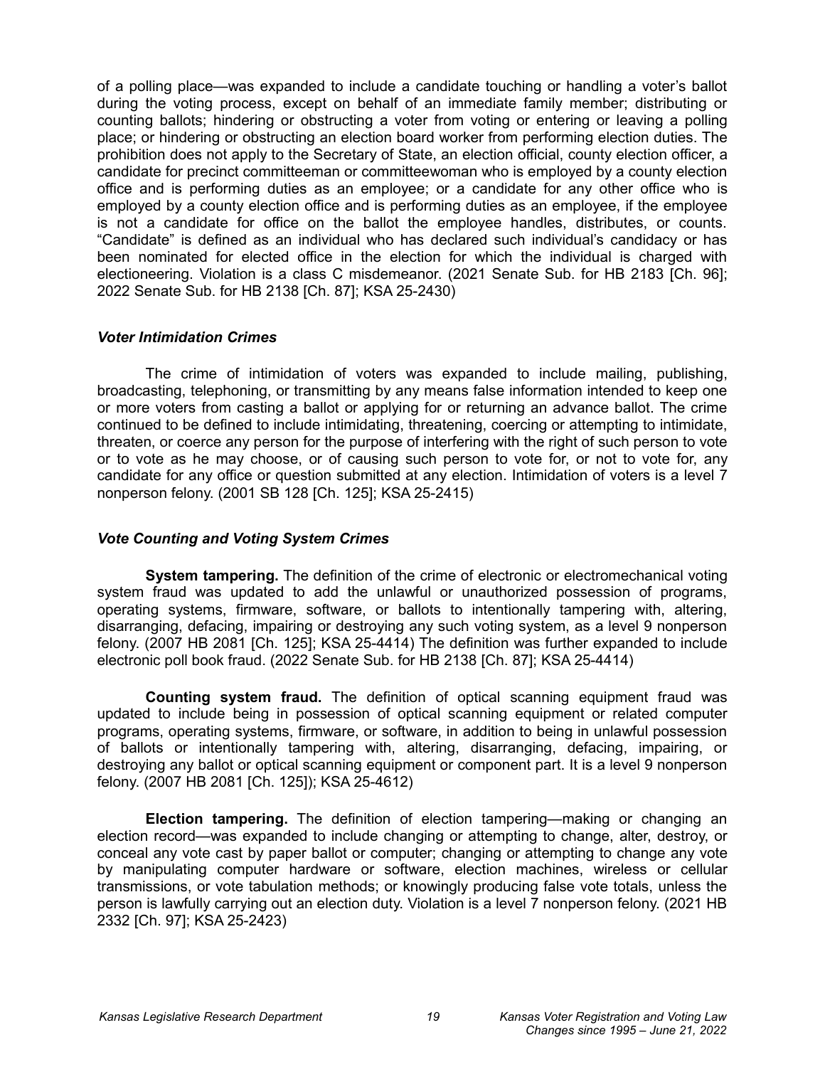of a polling place—was expanded to include a candidate touching or handling a voter's ballot during the voting process, except on behalf of an immediate family member; distributing or counting ballots; hindering or obstructing a voter from voting or entering or leaving a polling place; or hindering or obstructing an election board worker from performing election duties. The prohibition does not apply to the Secretary of State, an election official, county election officer, a candidate for precinct committeeman or committeewoman who is employed by a county election office and is performing duties as an employee; or a candidate for any other office who is employed by a county election office and is performing duties as an employee, if the employee is not a candidate for office on the ballot the employee handles, distributes, or counts. "Candidate" is defined as an individual who has declared such individual's candidacy or has been nominated for elected office in the election for which the individual is charged with electioneering. Violation is a class C misdemeanor. (2021 Senate Sub. for HB 2183 [Ch. 96]; 2022 Senate Sub. for HB 2138 [Ch. 87]; KSA 25-2430)

### *Voter Intimidation Crimes*

The crime of intimidation of voters was expanded to include mailing, publishing, broadcasting, telephoning, or transmitting by any means false information intended to keep one or more voters from casting a ballot or applying for or returning an advance ballot. The crime continued to be defined to include intimidating, threatening, coercing or attempting to intimidate, threaten, or coerce any person for the purpose of interfering with the right of such person to vote or to vote as he may choose, or of causing such person to vote for, or not to vote for, any candidate for any office or question submitted at any election. Intimidation of voters is a level 7 nonperson felony. (2001 SB 128 [Ch. 125]; KSA 25-2415)

### *Vote Counting and Voting System Crimes*

**System tampering.** The definition of the crime of electronic or electromechanical voting system fraud was updated to add the unlawful or unauthorized possession of programs, operating systems, firmware, software, or ballots to intentionally tampering with, altering, disarranging, defacing, impairing or destroying any such voting system, as a level 9 nonperson felony. (2007 HB 2081 [Ch. 125]; KSA 25-4414) The definition was further expanded to include electronic poll book fraud. (2022 Senate Sub. for HB 2138 [Ch. 87]; KSA 25-4414)

**Counting system fraud.** The definition of optical scanning equipment fraud was updated to include being in possession of optical scanning equipment or related computer programs, operating systems, firmware, or software, in addition to being in unlawful possession of ballots or intentionally tampering with, altering, disarranging, defacing, impairing, or destroying any ballot or optical scanning equipment or component part. It is a level 9 nonperson felony. (2007 HB 2081 [Ch. 125]); KSA 25-4612)

**Election tampering.** The definition of election tampering—making or changing an election record—was expanded to include changing or attempting to change, alter, destroy, or conceal any vote cast by paper ballot or computer; changing or attempting to change any vote by manipulating computer hardware or software, election machines, wireless or cellular transmissions, or vote tabulation methods; or knowingly producing false vote totals, unless the person is lawfully carrying out an election duty. Violation is a level 7 nonperson felony. (2021 HB 2332 [Ch. 97]; KSA 25-2423)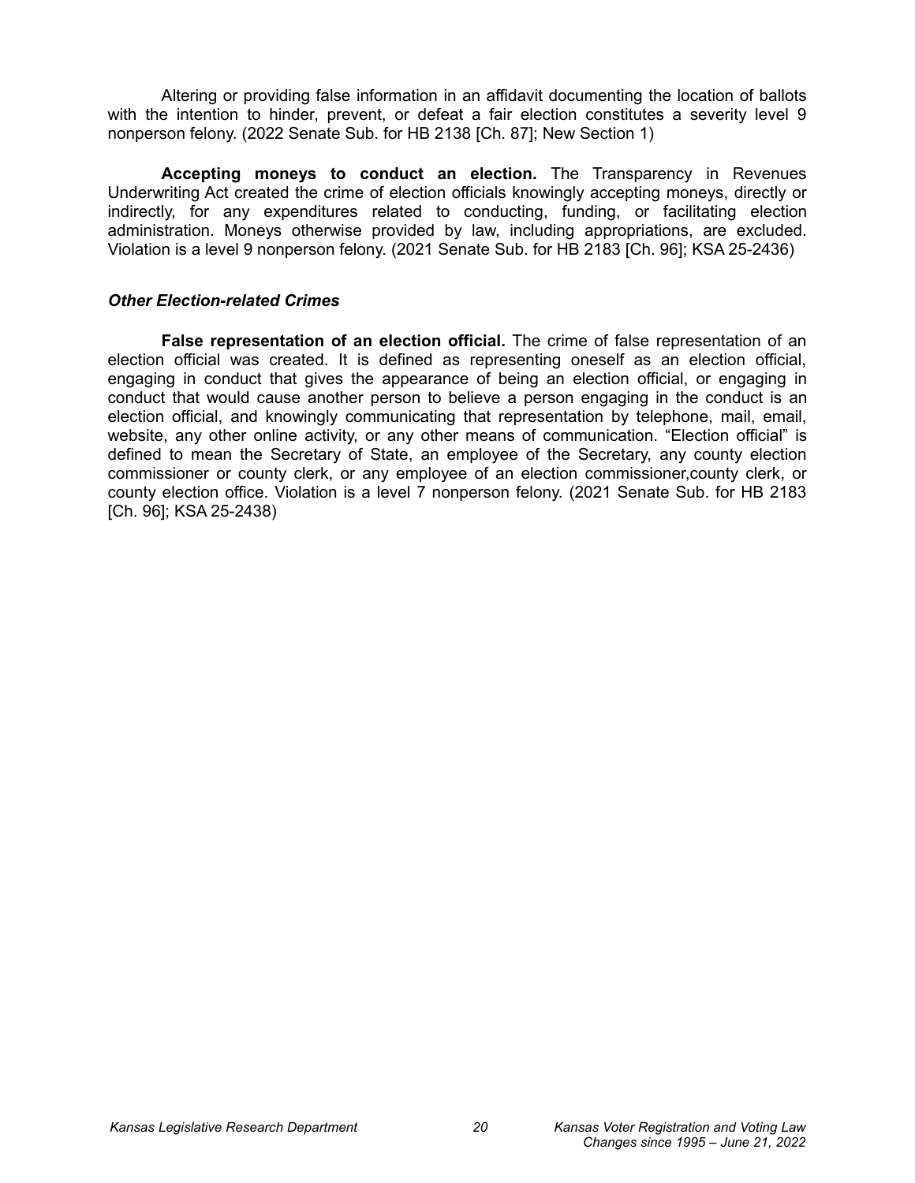Altering or providing false information in an affidavit documenting the location of ballots with the intention to hinder, prevent, or defeat a fair election constitutes a severity level 9 nonperson felony. (2022 Senate Sub. for HB 2138 [Ch. 87]; New Section 1)

**Accepting moneys to conduct an election.** The Transparency in Revenues Underwriting Act created the crime of election officials knowingly accepting moneys, directly or indirectly, for any expenditures related to conducting, funding, or facilitating election administration. Moneys otherwise provided by law, including appropriations, are excluded. Violation is a level 9 nonperson felony. (2021 Senate Sub. for HB 2183 [Ch. 96]; KSA 25-2436)

### *Other Election-related Crimes*

**False representation of an election official.** The crime of false representation of an election official was created. It is defined as representing oneself as an election official, engaging in conduct that gives the appearance of being an election official, or engaging in conduct that would cause another person to believe a person engaging in the conduct is an election official, and knowingly communicating that representation by telephone, mail, email, website, any other online activity, or any other means of communication. "Election official" is defined to mean the Secretary of State, an employee of the Secretary, any county election commissioner or county clerk, or any employee of an election commissioner,county clerk, or county election office. Violation is a level 7 nonperson felony. (2021 Senate Sub. for HB 2183 [Ch. 96]; KSA 25-2438)